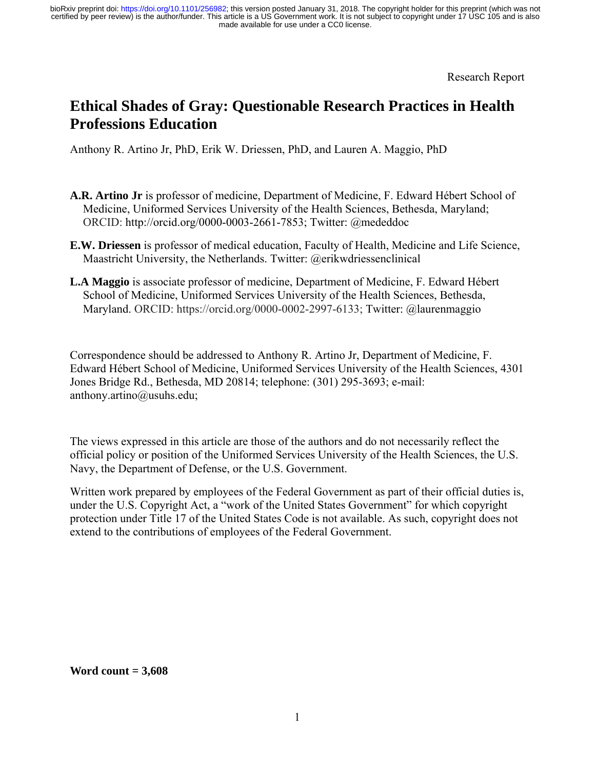Research Report

# Ethical Shades of Gray: Questionable Research Practices in Health Professions Education

Anthony R. Artino Jr, PhD, Erik W. Driessen, PhD, and Lauren A. Maggio, PhD

**A.R. Artino Jr** is professor of medicine, Department of Medicine, F. Edward Hébert School of Medicine, Uniformed Services University of the Health Sciences, Bethesda, Maryland; ORCID: http://orcid.org/0000-0003-2661-7853; Twitter: @mededdoc

**E.W. Driessen** is professor of medical education, Faculty of Health, Medicine and Life Science, Maastricht University, the Netherlands. Twitter: @erikwdriessenclinical

**L.A Maggio** is associate professor of medicine, Department of Medicine, F. Edward Hébert School of Medicine, Uniformed Services University of the Health Sciences, Bethesda, Maryland. ORCID: https://orcid.org/0000-0002-2997-6133; Twitter: @laurenmaggio

Correspondence should be addressed to Anthony R. Artino Jr, Department of Medicine, F. Edward Hébert School of Medicine, Uniformed Services University of the Health Sciences, 4301 Jones Bridge Rd., Bethesda, MD 20814; telephone: (301) 295-3693; e-mail: anthony.artino@usuhs.edu;

The views expressed in this article are those of the authors and do not necessarily reflect the official policy or position of the Uniformed Services University of the Health Sciences, the U.S. Navy, the Department of Defense, or the U.S. Government.

Written work prepared by employees of the Federal Government as part of their official duties is, under the U.S. Copyright Act, a "work of the United States Government" for which copyright protection under Title 17 of the United States Code is not available. As such, copyright does not extend to the contributions of employees of the Federal Government.

**Word count = 3,608**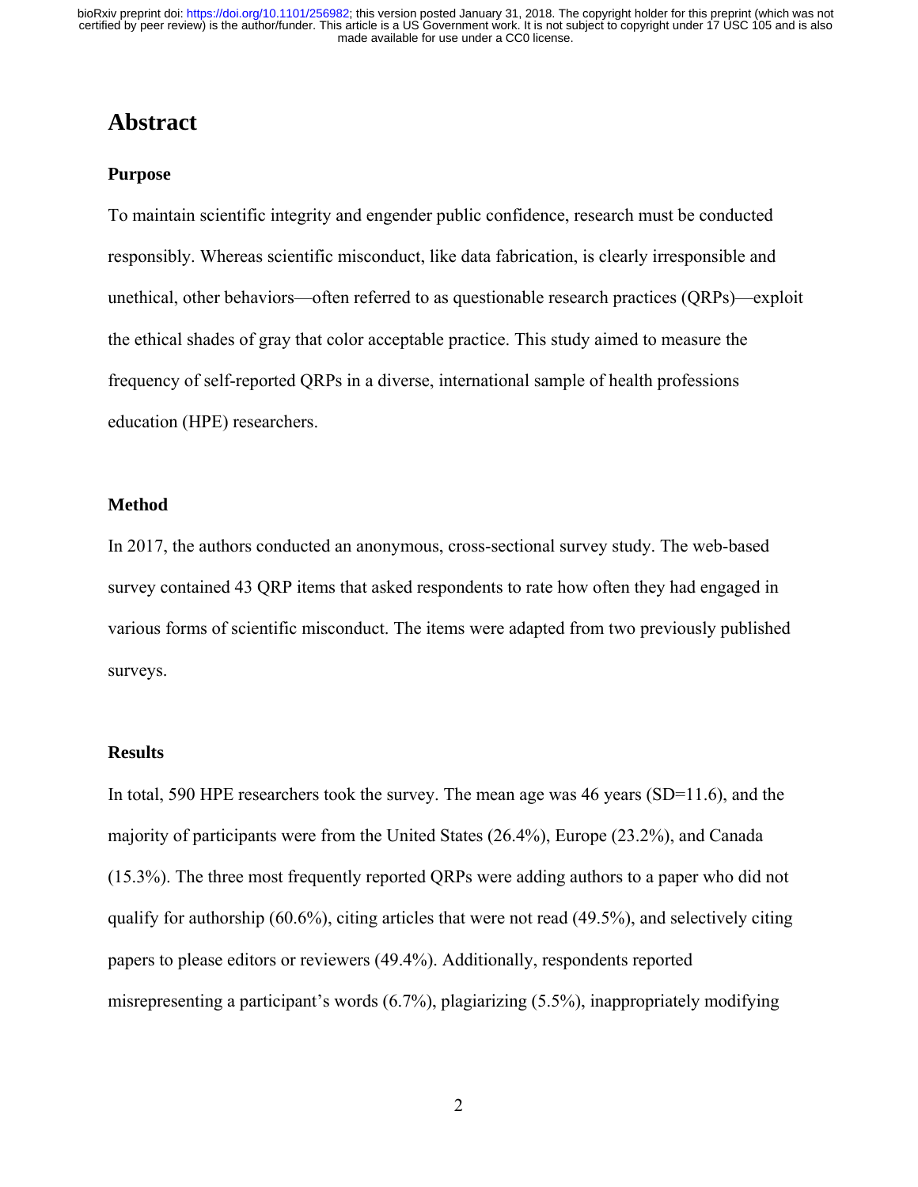# Abstract

### Purpose

To maintain scientific integrity and engender public confidence, research must be conducted responsibly. Whereas scientific misconduct, like data fabrication, is clearly irresponsible and unethical, other behaviors—often referred to as questionable research practices (QRPs)—exploit the ethical shades of gray that color acceptable practice. This study aimed to measure the frequency of self-reported QRPs in a diverse, international sample of health professions education (HPE) researchers.

### Method

In 2017, the authors conducted an anonymous, cross-sectional survey study. The web-based survey contained 43 QRP items that asked respondents to rate how often they had engaged in various forms of scientific misconduct. The items were adapted from two previously published surveys.

### Results

In total, 590 HPE researchers took the survey. The mean age was 46 years (SD=11.6), and the majority of participants were from the United States (26.4%), Europe (23.2%), and Canada (15.3%). The three most frequently reported QRPs were adding authors to a paper who did not qualify for authorship (60.6%), citing articles that were not read (49.5%), and selectively citing papers to please editors or reviewers (49.4%). Additionally, respondents reported misrepresenting a participant's words (6.7%), plagiarizing (5.5%), inappropriately modifying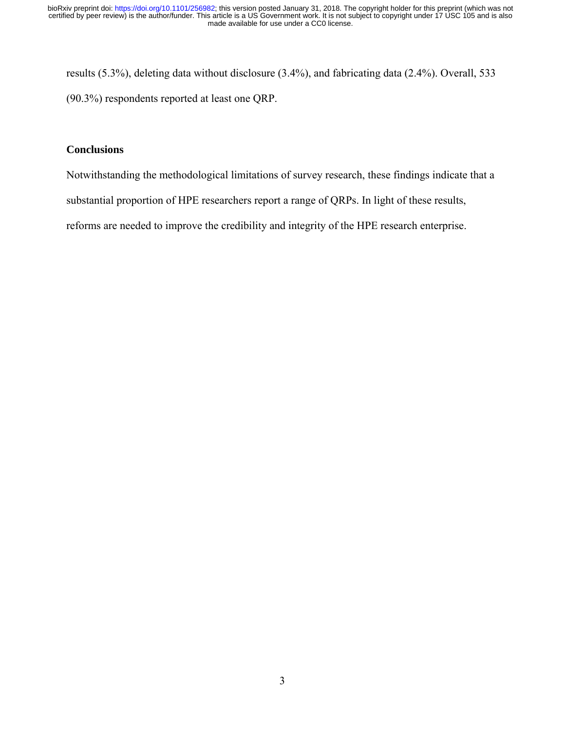results (5.3%), deleting data without disclosure (3.4%), and fabricating data (2.4%). Overall, 533 (90.3%) respondents reported at least one QRP.

### Conclusions

Notwithstanding the methodological limitations of survey research, these findings indicate that a substantial proportion of HPE researchers report a range of QRPs. In light of these results, reforms are needed to improve the credibility and integrity of the HPE research enterprise.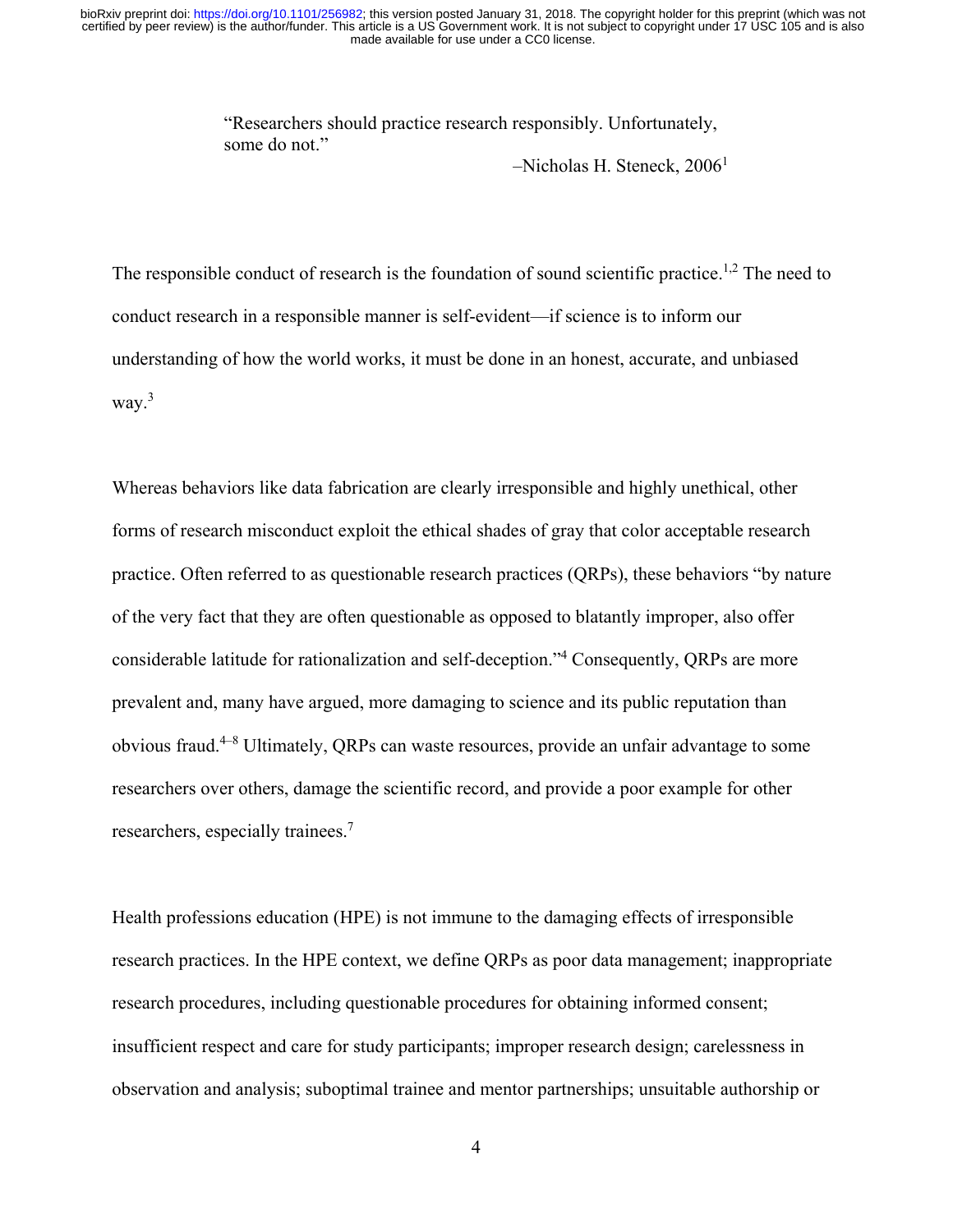> "Researchers should practice research responsibly. Unfortunately, some do not."
>
> –Nicholas H. Steneck, 2006[1]

The responsible conduct of research is the foundation of sound scientific practice.[1,2] The need to conduct research in a responsible manner is self-evident—if science is to inform our understanding of how the world works, it must be done in an honest, accurate, and unbiased way.[3]

Whereas behaviors like data fabrication are clearly irresponsible and highly unethical, other forms of research misconduct exploit the ethical shades of gray that color acceptable research practice. Often referred to as questionable research practices (QRPs), these behaviors "by nature of the very fact that they are often questionable as opposed to blatantly improper, also offer considerable latitude for rationalization and self-deception."[4] Consequently, QRPs are more prevalent and, many have argued, more damaging to science and its public reputation than obvious fraud.[4–8] Ultimately, QRPs can waste resources, provide an unfair advantage to some researchers over others, damage the scientific record, and provide a poor example for other researchers, especially trainees.[7]

Health professions education (HPE) is not immune to the damaging effects of irresponsible research practices. In the HPE context, we define QRPs as poor data management; inappropriate research procedures, including questionable procedures for obtaining informed consent; insufficient respect and care for study participants; improper research design; carelessness in observation and analysis; suboptimal trainee and mentor partnerships; unsuitable authorship or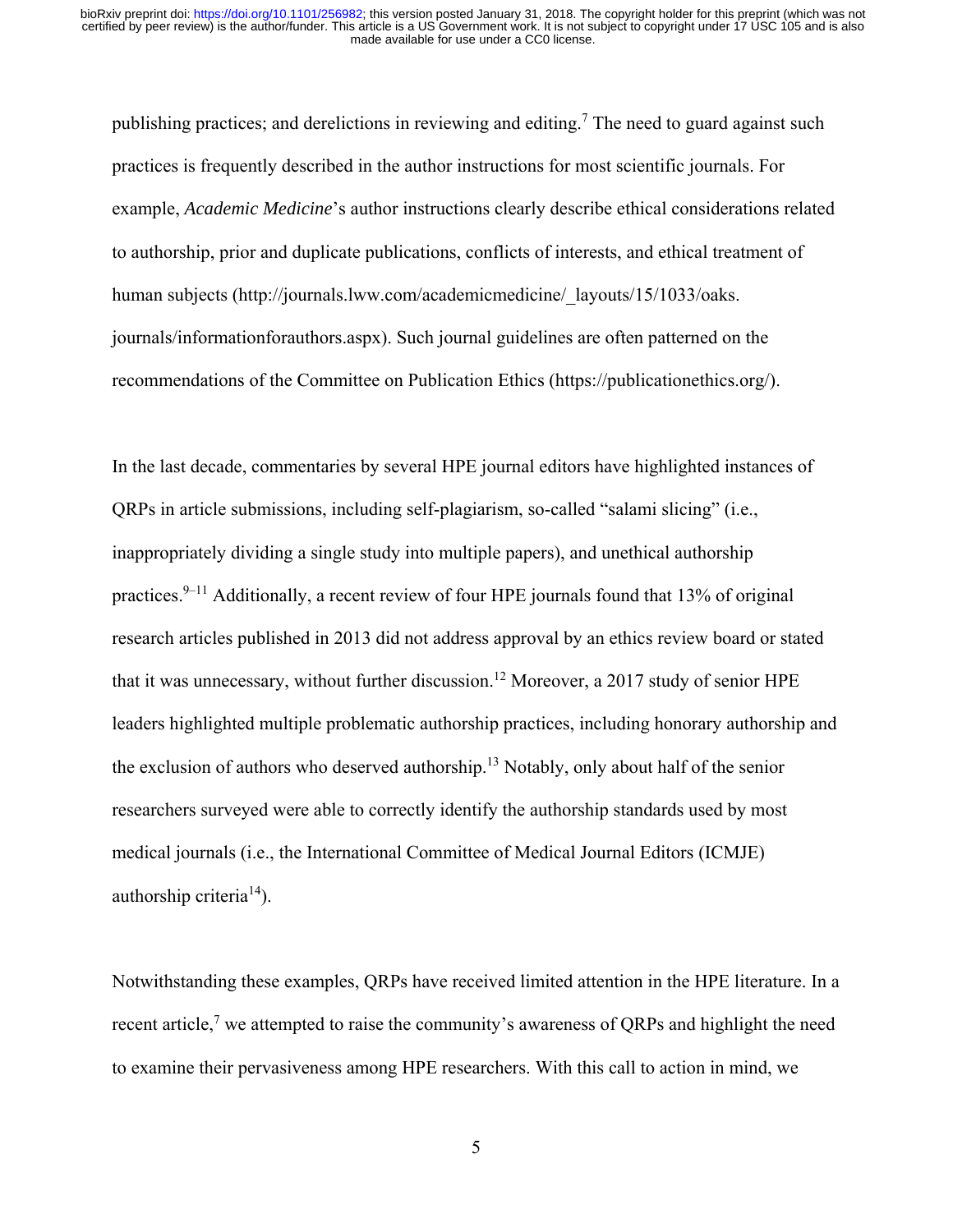publishing practices; and derelictions in reviewing and editing.[7] The need to guard against such practices is frequently described in the author instructions for most scientific journals. For example, *Academic Medicine*'s author instructions clearly describe ethical considerations related to authorship, prior and duplicate publications, conflicts of interests, and ethical treatment of human subjects (http://journals.lww.com/academicmedicine/_layouts/15/1033/oaks.journals/informationforauthors.aspx). Such journal guidelines are often patterned on the recommendations of the Committee on Publication Ethics (https://publicationethics.org/).

In the last decade, commentaries by several HPE journal editors have highlighted instances of QRPs in article submissions, including self-plagiarism, so-called "salami slicing" (i.e., inappropriately dividing a single study into multiple papers), and unethical authorship practices.[9–11] Additionally, a recent review of four HPE journals found that 13% of original research articles published in 2013 did not address approval by an ethics review board or stated that it was unnecessary, without further discussion.[12] Moreover, a 2017 study of senior HPE leaders highlighted multiple problematic authorship practices, including honorary authorship and the exclusion of authors who deserved authorship.[13] Notably, only about half of the senior researchers surveyed were able to correctly identify the authorship standards used by most medical journals (i.e., the International Committee of Medical Journal Editors (ICMJE) authorship criteria[14]).

Notwithstanding these examples, QRPs have received limited attention in the HPE literature. In a recent article,[7] we attempted to raise the community's awareness of QRPs and highlight the need to examine their pervasiveness among HPE researchers. With this call to action in mind, we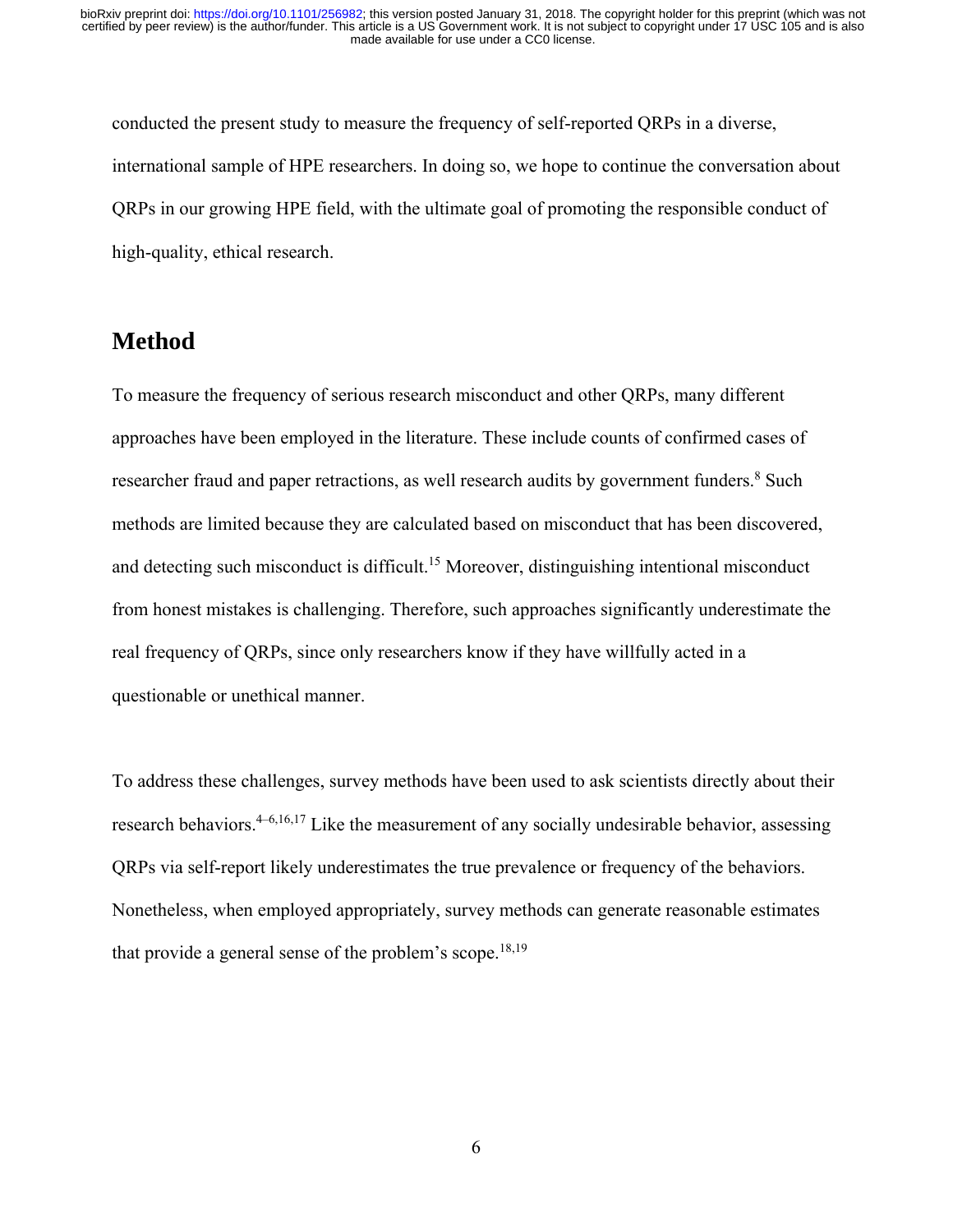conducted the present study to measure the frequency of self-reported QRPs in a diverse, international sample of HPE researchers. In doing so, we hope to continue the conversation about QRPs in our growing HPE field, with the ultimate goal of promoting the responsible conduct of high-quality, ethical research.

## Method

To measure the frequency of serious research misconduct and other QRPs, many different approaches have been employed in the literature. These include counts of confirmed cases of researcher fraud and paper retractions, as well research audits by government funders.[8] Such methods are limited because they are calculated based on misconduct that has been discovered, and detecting such misconduct is difficult.[15] Moreover, distinguishing intentional misconduct from honest mistakes is challenging. Therefore, such approaches significantly underestimate the real frequency of QRPs, since only researchers know if they have willfully acted in a questionable or unethical manner.

To address these challenges, survey methods have been used to ask scientists directly about their research behaviors.[4–6,16,17] Like the measurement of any socially undesirable behavior, assessing QRPs via self-report likely underestimates the true prevalence or frequency of the behaviors. Nonetheless, when employed appropriately, survey methods can generate reasonable estimates that provide a general sense of the problem's scope.[18,19]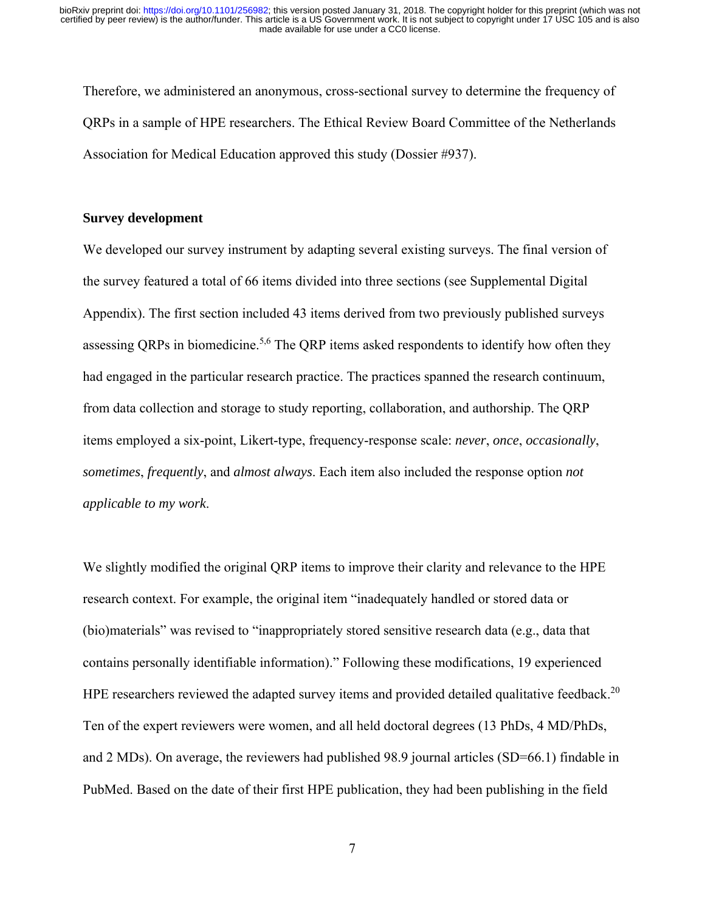Therefore, we administered an anonymous, cross-sectional survey to determine the frequency of QRPs in a sample of HPE researchers. The Ethical Review Board Committee of the Netherlands Association for Medical Education approved this study (Dossier #937).

**Survey development**

We developed our survey instrument by adapting several existing surveys. The final version of the survey featured a total of 66 items divided into three sections (see Supplemental Digital Appendix). The first section included 43 items derived from two previously published surveys assessing QRPs in biomedicine.[5,6] The QRP items asked respondents to identify how often they had engaged in the particular research practice. The practices spanned the research continuum, from data collection and storage to study reporting, collaboration, and authorship. The QRP items employed a six-point, Likert-type, frequency-response scale: *never*, *once*, *occasionally*, *sometimes*, *frequently*, and *almost always*. Each item also included the response option *not applicable to my work*.

We slightly modified the original QRP items to improve their clarity and relevance to the HPE research context. For example, the original item "inadequately handled or stored data or (bio)materials" was revised to "inappropriately stored sensitive research data (e.g., data that contains personally identifiable information)." Following these modifications, 19 experienced HPE researchers reviewed the adapted survey items and provided detailed qualitative feedback.[20] Ten of the expert reviewers were women, and all held doctoral degrees (13 PhDs, 4 MD/PhDs, and 2 MDs). On average, the reviewers had published 98.9 journal articles (SD=66.1) findable in PubMed. Based on the date of their first HPE publication, they had been publishing in the field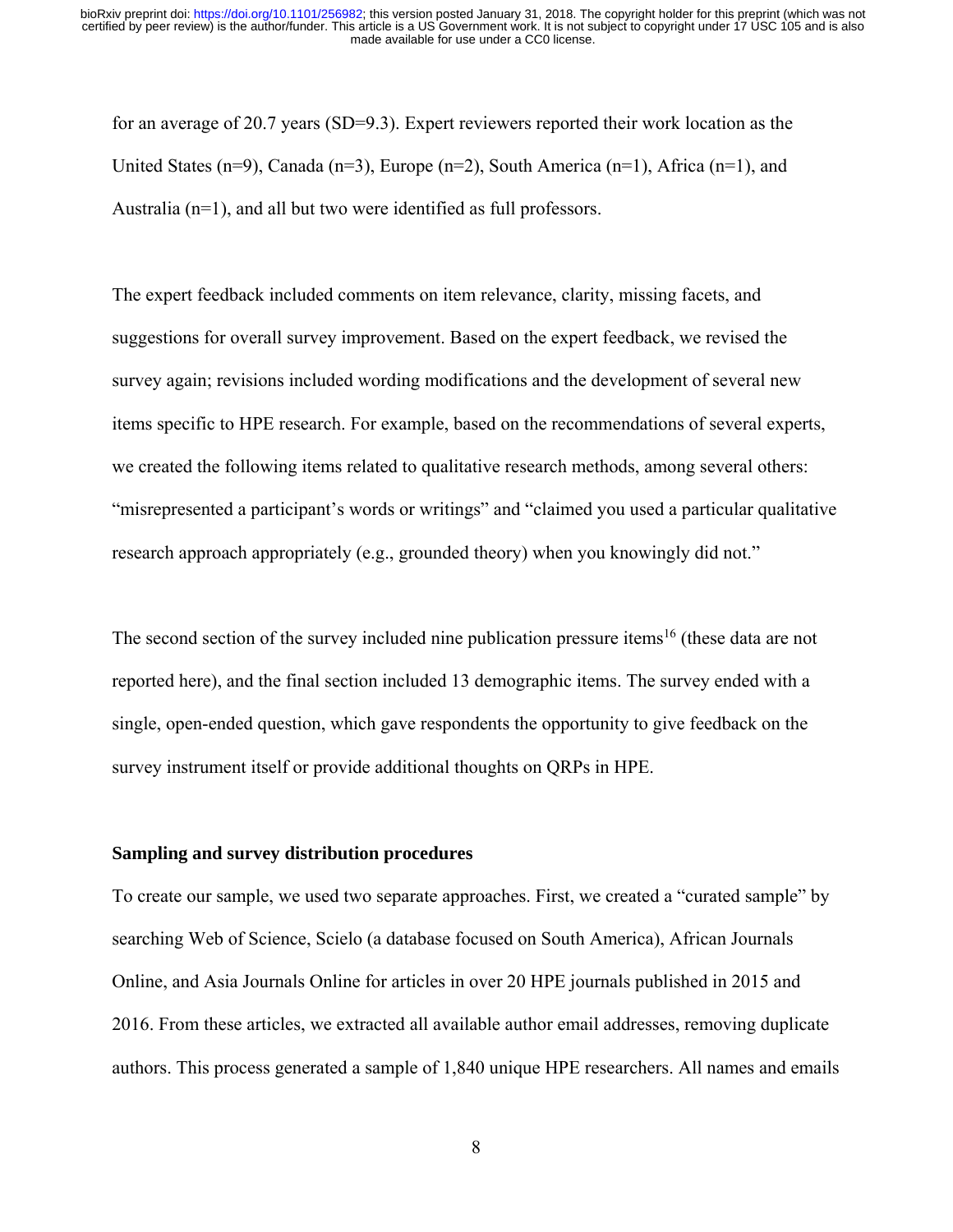for an average of 20.7 years (SD=9.3). Expert reviewers reported their work location as the United States (n=9), Canada (n=3), Europe (n=2), South America (n=1), Africa (n=1), and Australia (n=1), and all but two were identified as full professors.

The expert feedback included comments on item relevance, clarity, missing facets, and suggestions for overall survey improvement. Based on the expert feedback, we revised the survey again; revisions included wording modifications and the development of several new items specific to HPE research. For example, based on the recommendations of several experts, we created the following items related to qualitative research methods, among several others: "misrepresented a participant's words or writings" and "claimed you used a particular qualitative research approach appropriately (e.g., grounded theory) when you knowingly did not."

The second section of the survey included nine publication pressure items[16] (these data are not reported here), and the final section included 13 demographic items. The survey ended with a single, open-ended question, which gave respondents the opportunity to give feedback on the survey instrument itself or provide additional thoughts on QRPs in HPE.

**Sampling and survey distribution procedures**

To create our sample, we used two separate approaches. First, we created a "curated sample" by searching Web of Science, Scielo (a database focused on South America), African Journals Online, and Asia Journals Online for articles in over 20 HPE journals published in 2015 and 2016. From these articles, we extracted all available author email addresses, removing duplicate authors. This process generated a sample of 1,840 unique HPE researchers. All names and emails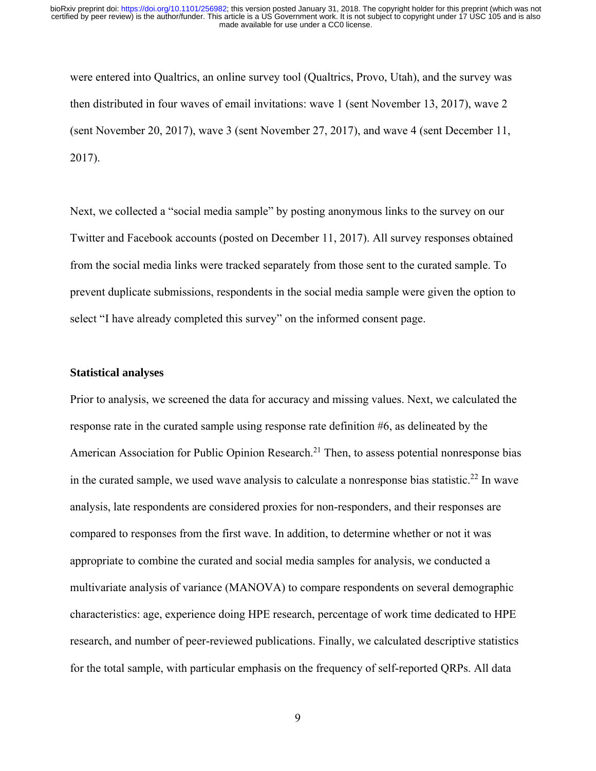were entered into Qualtrics, an online survey tool (Qualtrics, Provo, Utah), and the survey was then distributed in four waves of email invitations: wave 1 (sent November 13, 2017), wave 2 (sent November 20, 2017), wave 3 (sent November 27, 2017), and wave 4 (sent December 11, 2017).

Next, we collected a "social media sample" by posting anonymous links to the survey on our Twitter and Facebook accounts (posted on December 11, 2017). All survey responses obtained from the social media links were tracked separately from those sent to the curated sample. To prevent duplicate submissions, respondents in the social media sample were given the option to select "I have already completed this survey" on the informed consent page.

**Statistical analyses**

Prior to analysis, we screened the data for accuracy and missing values. Next, we calculated the response rate in the curated sample using response rate definition #6, as delineated by the American Association for Public Opinion Research.[21] Then, to assess potential nonresponse bias in the curated sample, we used wave analysis to calculate a nonresponse bias statistic.[22] In wave analysis, late respondents are considered proxies for non-responders, and their responses are compared to responses from the first wave. In addition, to determine whether or not it was appropriate to combine the curated and social media samples for analysis, we conducted a multivariate analysis of variance (MANOVA) to compare respondents on several demographic characteristics: age, experience doing HPE research, percentage of work time dedicated to HPE research, and number of peer-reviewed publications. Finally, we calculated descriptive statistics for the total sample, with particular emphasis on the frequency of self-reported QRPs. All data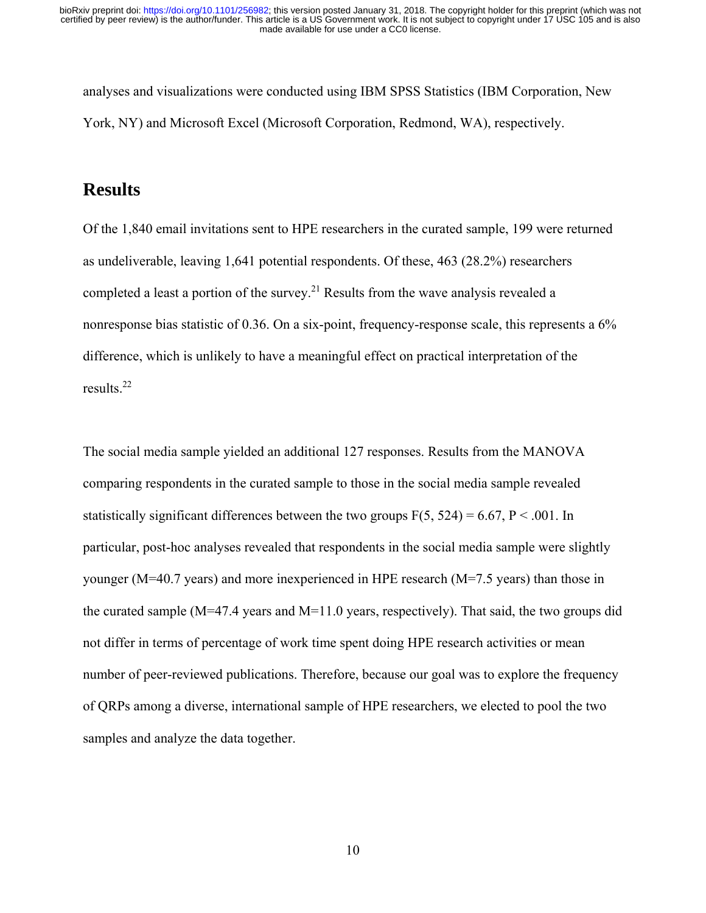analyses and visualizations were conducted using IBM SPSS Statistics (IBM Corporation, New York, NY) and Microsoft Excel (Microsoft Corporation, Redmond, WA), respectively.

## Results

Of the 1,840 email invitations sent to HPE researchers in the curated sample, 199 were returned as undeliverable, leaving 1,641 potential respondents. Of these, 463 (28.2%) researchers completed a least a portion of the survey.[21] Results from the wave analysis revealed a nonresponse bias statistic of 0.36. On a six-point, frequency-response scale, this represents a 6% difference, which is unlikely to have a meaningful effect on practical interpretation of the results.[22]

The social media sample yielded an additional 127 responses. Results from the MANOVA comparing respondents in the curated sample to those in the social media sample revealed statistically significant differences between the two groups $F(5, 524) = 6.67$, $P < .001$. In particular, post-hoc analyses revealed that respondents in the social media sample were slightly younger (M=40.7 years) and more inexperienced in HPE research (M=7.5 years) than those in the curated sample (M=47.4 years and M=11.0 years, respectively). That said, the two groups did not differ in terms of percentage of work time spent doing HPE research activities or mean number of peer-reviewed publications. Therefore, because our goal was to explore the frequency of QRPs among a diverse, international sample of HPE researchers, we elected to pool the two samples and analyze the data together.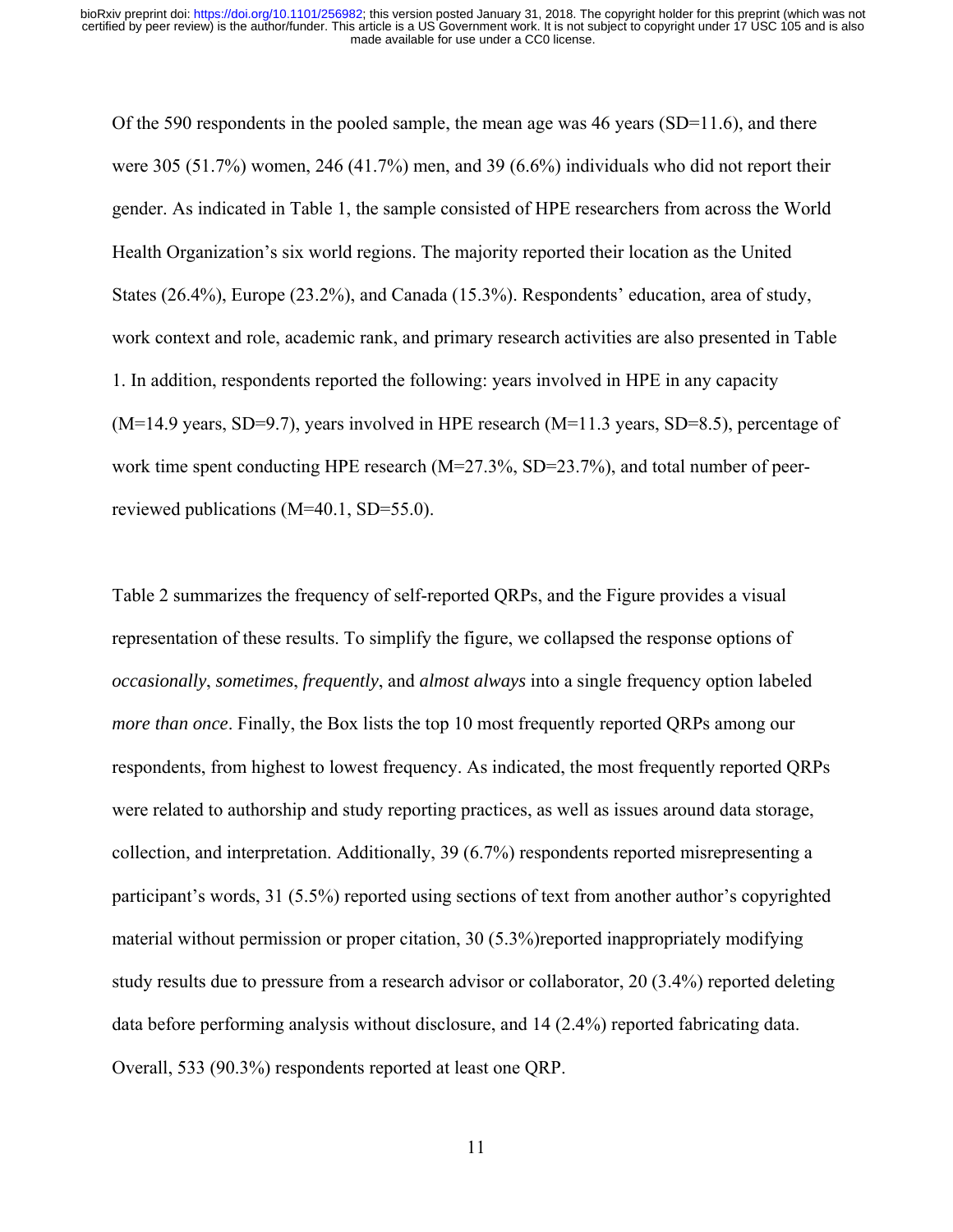Of the 590 respondents in the pooled sample, the mean age was 46 years (SD=11.6), and there were 305 (51.7%) women, 246 (41.7%) men, and 39 (6.6%) individuals who did not report their gender. As indicated in Table 1, the sample consisted of HPE researchers from across the World Health Organization's six world regions. The majority reported their location as the United States (26.4%), Europe (23.2%), and Canada (15.3%). Respondents' education, area of study, work context and role, academic rank, and primary research activities are also presented in Table 1. In addition, respondents reported the following: years involved in HPE in any capacity (M=14.9 years, SD=9.7), years involved in HPE research (M=11.3 years, SD=8.5), percentage of work time spent conducting HPE research (M=27.3%, SD=23.7%), and total number of peer-reviewed publications (M=40.1, SD=55.0).

Table 2 summarizes the frequency of self-reported QRPs, and the Figure provides a visual representation of these results. To simplify the figure, we collapsed the response options of *occasionally*, *sometimes*, *frequently*, and *almost always* into a single frequency option labeled *more than once*. Finally, the Box lists the top 10 most frequently reported QRPs among our respondents, from highest to lowest frequency. As indicated, the most frequently reported QRPs were related to authorship and study reporting practices, as well as issues around data storage, collection, and interpretation. Additionally, 39 (6.7%) respondents reported misrepresenting a participant's words, 31 (5.5%) reported using sections of text from another author's copyrighted material without permission or proper citation, 30 (5.3%)reported inappropriately modifying study results due to pressure from a research advisor or collaborator, 20 (3.4%) reported deleting data before performing analysis without disclosure, and 14 (2.4%) reported fabricating data. Overall, 533 (90.3%) respondents reported at least one QRP.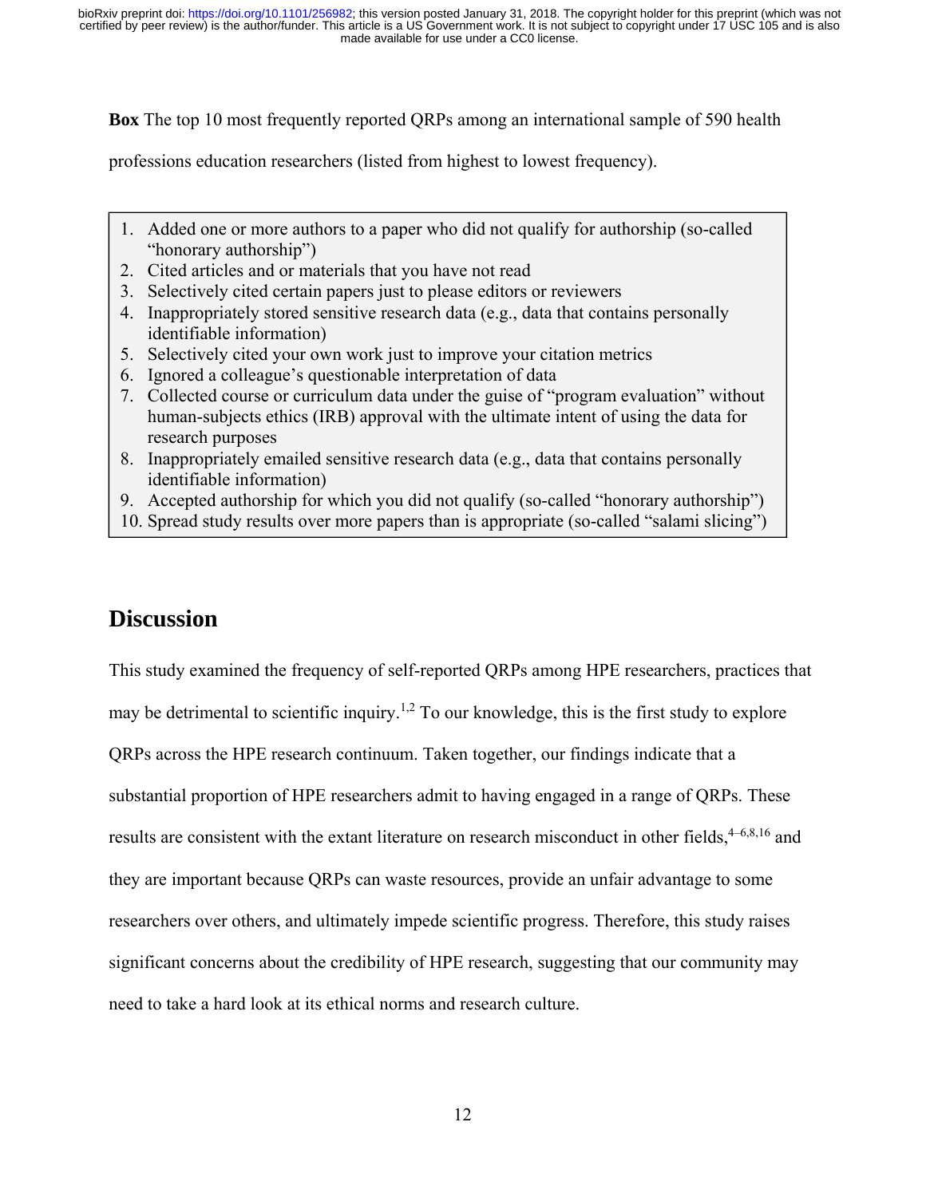**Box** The top 10 most frequently reported QRPs among an international sample of 590 health professions education researchers (listed from highest to lowest frequency).

1. Added one or more authors to a paper who did not qualify for authorship (so-called "honorary authorship")
2. Cited articles and or materials that you have not read
3. Selectively cited certain papers just to please editors or reviewers
4. Inappropriately stored sensitive research data (e.g., data that contains personally identifiable information)
5. Selectively cited your own work just to improve your citation metrics
6. Ignored a colleague's questionable interpretation of data
7. Collected course or curriculum data under the guise of "program evaluation" without human-subjects ethics (IRB) approval with the ultimate intent of using the data for research purposes
8. Inappropriately emailed sensitive research data (e.g., data that contains personally identifiable information)
9. Accepted authorship for which you did not qualify (so-called "honorary authorship")
10. Spread study results over more papers than is appropriate (so-called "salami slicing")

## Discussion

This study examined the frequency of self-reported QRPs among HPE researchers, practices that may be detrimental to scientific inquiry.[1,2] To our knowledge, this is the first study to explore QRPs across the HPE research continuum. Taken together, our findings indicate that a substantial proportion of HPE researchers admit to having engaged in a range of QRPs. These results are consistent with the extant literature on research misconduct in other fields,[4–6,8,16] and they are important because QRPs can waste resources, provide an unfair advantage to some researchers over others, and ultimately impede scientific progress. Therefore, this study raises significant concerns about the credibility of HPE research, suggesting that our community may need to take a hard look at its ethical norms and research culture.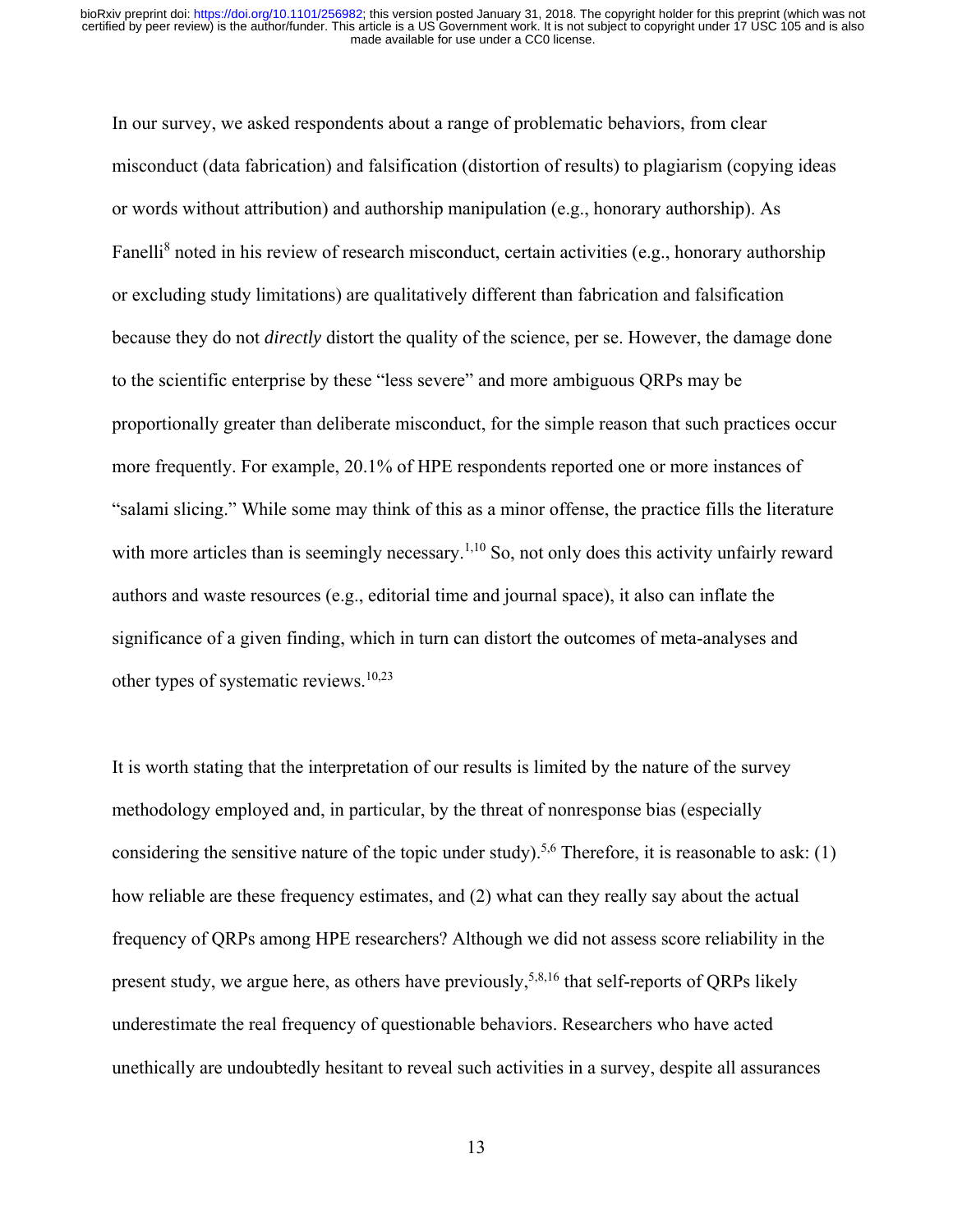In our survey, we asked respondents about a range of problematic behaviors, from clear misconduct (data fabrication) and falsification (distortion of results) to plagiarism (copying ideas or words without attribution) and authorship manipulation (e.g., honorary authorship). As Fanelli[8] noted in his review of research misconduct, certain activities (e.g., honorary authorship or excluding study limitations) are qualitatively different than fabrication and falsification because they do not *directly* distort the quality of the science, per se. However, the damage done to the scientific enterprise by these "less severe" and more ambiguous QRPs may be proportionally greater than deliberate misconduct, for the simple reason that such practices occur more frequently. For example, 20.1% of HPE respondents reported one or more instances of "salami slicing." While some may think of this as a minor offense, the practice fills the literature with more articles than is seemingly necessary.[1,10] So, not only does this activity unfairly reward authors and waste resources (e.g., editorial time and journal space), it also can inflate the significance of a given finding, which in turn can distort the outcomes of meta-analyses and other types of systematic reviews.[10,23]

It is worth stating that the interpretation of our results is limited by the nature of the survey methodology employed and, in particular, by the threat of nonresponse bias (especially considering the sensitive nature of the topic under study).[5,6] Therefore, it is reasonable to ask: (1) how reliable are these frequency estimates, and (2) what can they really say about the actual frequency of QRPs among HPE researchers? Although we did not assess score reliability in the present study, we argue here, as others have previously,[5,8,16] that self-reports of QRPs likely underestimate the real frequency of questionable behaviors. Researchers who have acted unethically are undoubtedly hesitant to reveal such activities in a survey, despite all assurances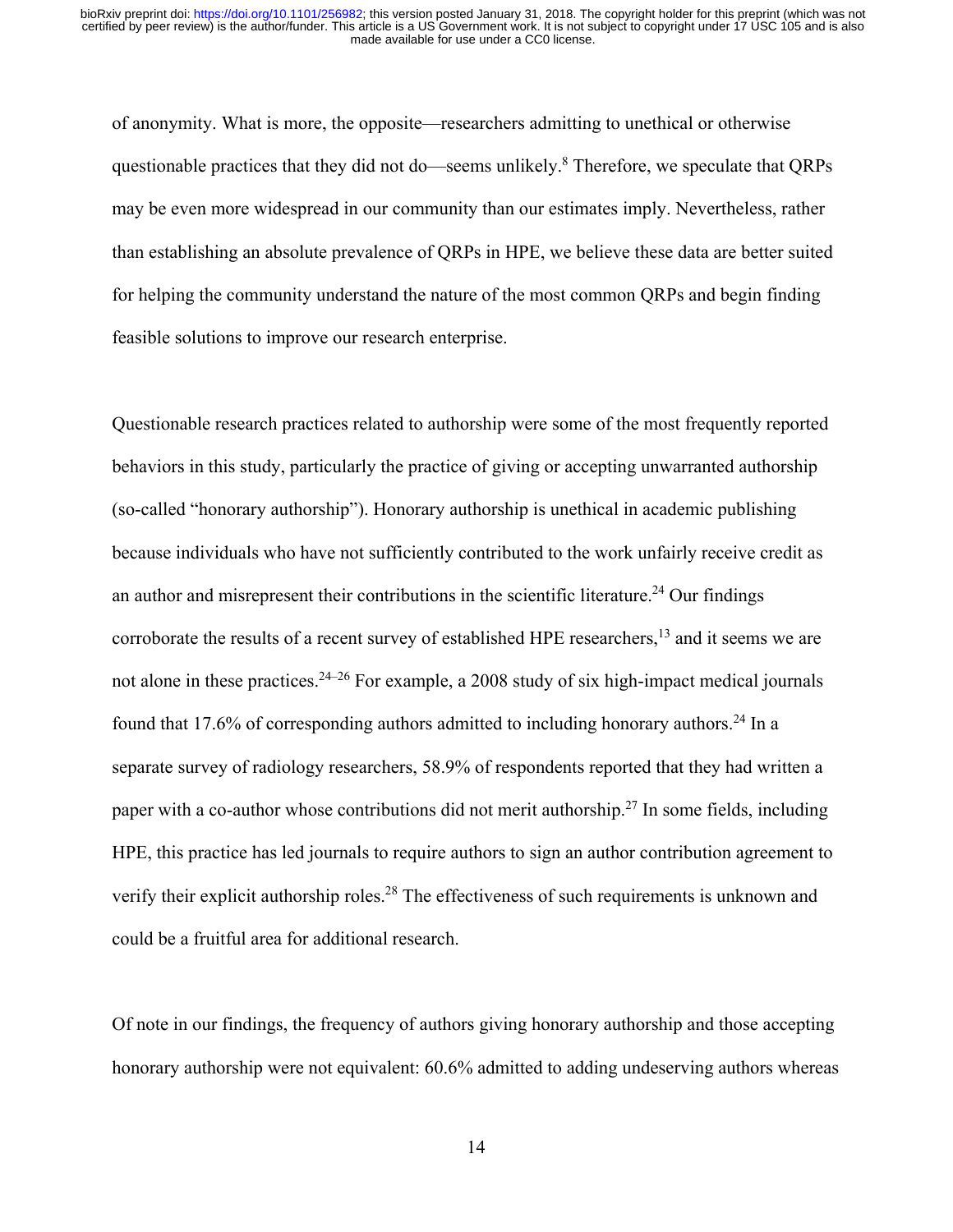of anonymity. What is more, the opposite—researchers admitting to unethical or otherwise questionable practices that they did not do—seems unlikely.[8] Therefore, we speculate that QRPs may be even more widespread in our community than our estimates imply. Nevertheless, rather than establishing an absolute prevalence of QRPs in HPE, we believe these data are better suited for helping the community understand the nature of the most common QRPs and begin finding feasible solutions to improve our research enterprise.

Questionable research practices related to authorship were some of the most frequently reported behaviors in this study, particularly the practice of giving or accepting unwarranted authorship (so-called "honorary authorship"). Honorary authorship is unethical in academic publishing because individuals who have not sufficiently contributed to the work unfairly receive credit as an author and misrepresent their contributions in the scientific literature.[24] Our findings corroborate the results of a recent survey of established HPE researchers,[13] and it seems we are not alone in these practices.[24–26] For example, a 2008 study of six high-impact medical journals found that 17.6% of corresponding authors admitted to including honorary authors.[24] In a separate survey of radiology researchers, 58.9% of respondents reported that they had written a paper with a co-author whose contributions did not merit authorship.[27] In some fields, including HPE, this practice has led journals to require authors to sign an author contribution agreement to verify their explicit authorship roles.[28] The effectiveness of such requirements is unknown and could be a fruitful area for additional research.

Of note in our findings, the frequency of authors giving honorary authorship and those accepting honorary authorship were not equivalent: 60.6% admitted to adding undeserving authors whereas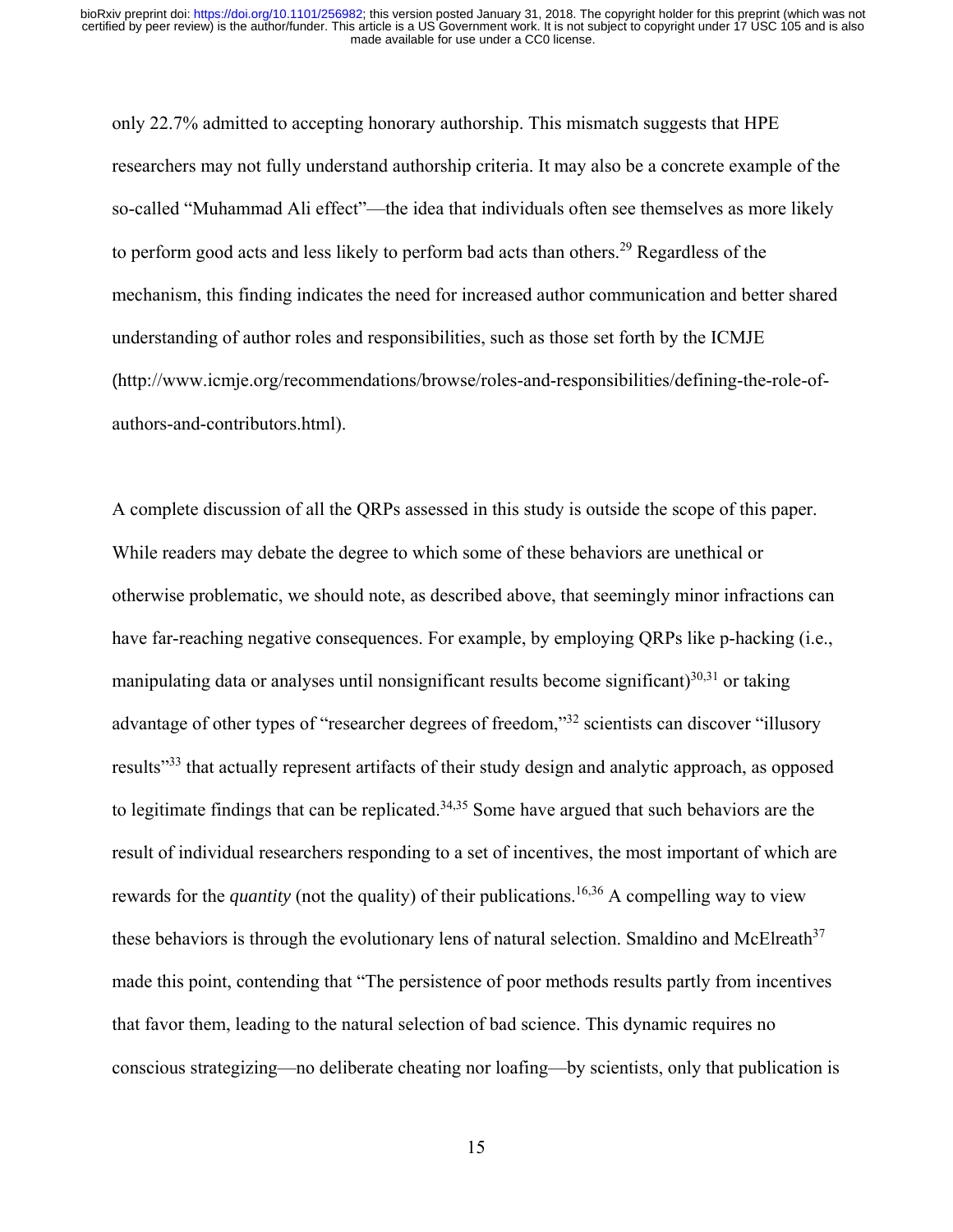only 22.7% admitted to accepting honorary authorship. This mismatch suggests that HPE researchers may not fully understand authorship criteria. It may also be a concrete example of the so-called "Muhammad Ali effect"—the idea that individuals often see themselves as more likely to perform good acts and less likely to perform bad acts than others.[29] Regardless of the mechanism, this finding indicates the need for increased author communication and better shared understanding of author roles and responsibilities, such as those set forth by the ICMJE (http://www.icmje.org/recommendations/browse/roles-and-responsibilities/defining-the-role-of-authors-and-contributors.html).

A complete discussion of all the QRPs assessed in this study is outside the scope of this paper. While readers may debate the degree to which some of these behaviors are unethical or otherwise problematic, we should note, as described above, that seemingly minor infractions can have far-reaching negative consequences. For example, by employing QRPs like p-hacking (i.e., manipulating data or analyses until nonsignificant results become significant)[30,31] or taking advantage of other types of "researcher degrees of freedom,"[32] scientists can discover "illusory results"[33] that actually represent artifacts of their study design and analytic approach, as opposed to legitimate findings that can be replicated.[34,35] Some have argued that such behaviors are the result of individual researchers responding to a set of incentives, the most important of which are rewards for the *quantity* (not the quality) of their publications.[16,36] A compelling way to view these behaviors is through the evolutionary lens of natural selection. Smaldino and McElreath[37] made this point, contending that "The persistence of poor methods results partly from incentives that favor them, leading to the natural selection of bad science. This dynamic requires no conscious strategizing—no deliberate cheating nor loafing—by scientists, only that publication is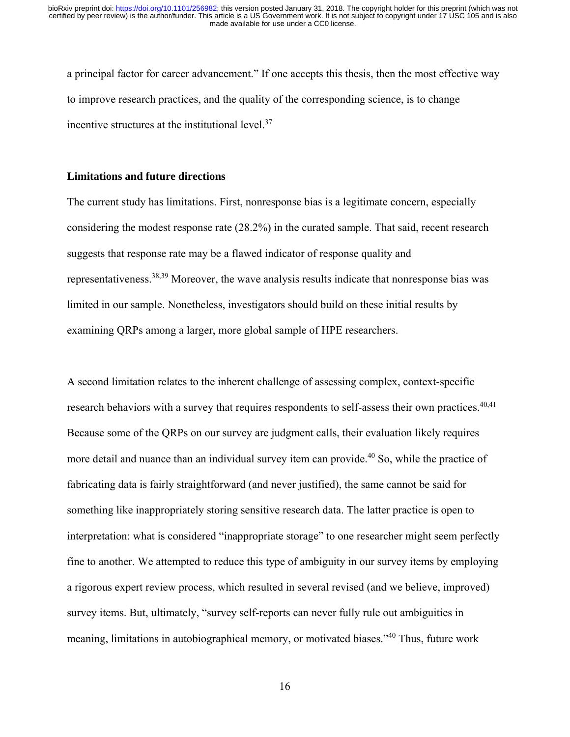a principal factor for career advancement." If one accepts this thesis, then the most effective way to improve research practices, and the quality of the corresponding science, is to change incentive structures at the institutional level.[37]

**Limitations and future directions**

The current study has limitations. First, nonresponse bias is a legitimate concern, especially considering the modest response rate (28.2%) in the curated sample. That said, recent research suggests that response rate may be a flawed indicator of response quality and representativeness.[38,39] Moreover, the wave analysis results indicate that nonresponse bias was limited in our sample. Nonetheless, investigators should build on these initial results by examining QRPs among a larger, more global sample of HPE researchers.

A second limitation relates to the inherent challenge of assessing complex, context-specific research behaviors with a survey that requires respondents to self-assess their own practices.[40,41] Because some of the QRPs on our survey are judgment calls, their evaluation likely requires more detail and nuance than an individual survey item can provide.[40] So, while the practice of fabricating data is fairly straightforward (and never justified), the same cannot be said for something like inappropriately storing sensitive research data. The latter practice is open to interpretation: what is considered "inappropriate storage" to one researcher might seem perfectly fine to another. We attempted to reduce this type of ambiguity in our survey items by employing a rigorous expert review process, which resulted in several revised (and we believe, improved) survey items. But, ultimately, "survey self-reports can never fully rule out ambiguities in meaning, limitations in autobiographical memory, or motivated biases."[40] Thus, future work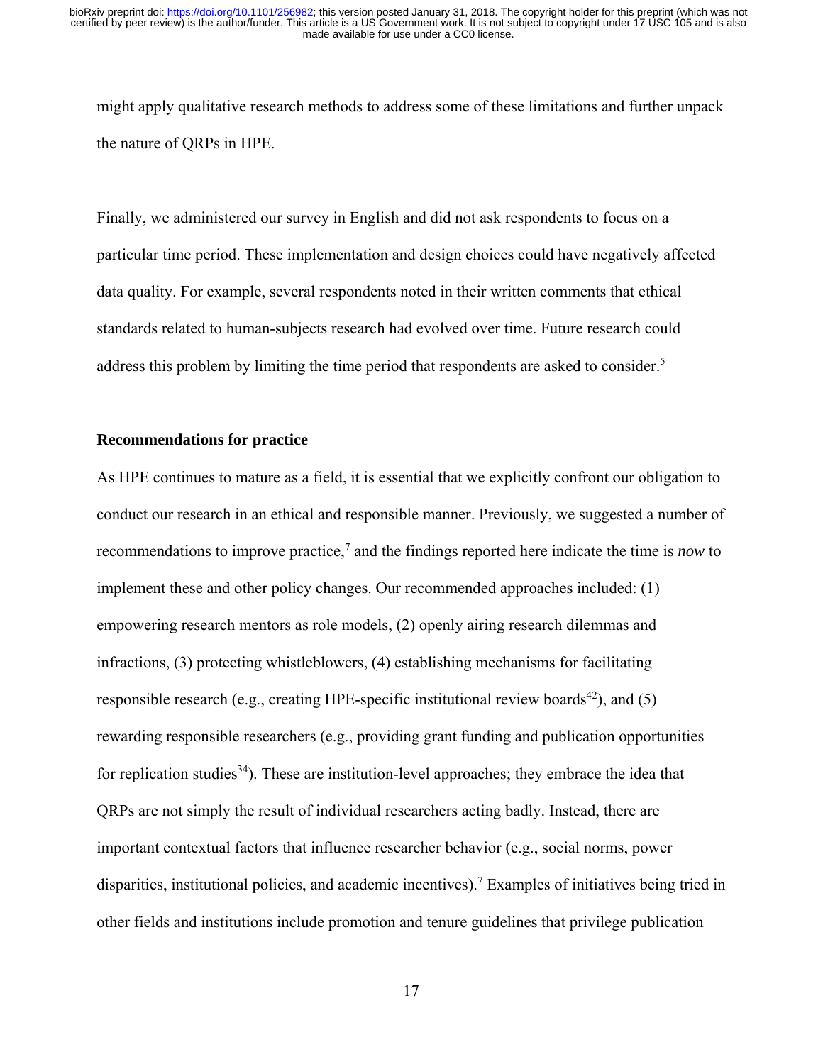might apply qualitative research methods to address some of these limitations and further unpack the nature of QRPs in HPE.

Finally, we administered our survey in English and did not ask respondents to focus on a particular time period. These implementation and design choices could have negatively affected data quality. For example, several respondents noted in their written comments that ethical standards related to human-subjects research had evolved over time. Future research could address this problem by limiting the time period that respondents are asked to consider.[5]

**Recommendations for practice**

As HPE continues to mature as a field, it is essential that we explicitly confront our obligation to conduct our research in an ethical and responsible manner. Previously, we suggested a number of recommendations to improve practice,[7] and the findings reported here indicate the time is *now* to implement these and other policy changes. Our recommended approaches included: (1) empowering research mentors as role models, (2) openly airing research dilemmas and infractions, (3) protecting whistleblowers, (4) establishing mechanisms for facilitating responsible research (e.g., creating HPE-specific institutional review boards[42]), and (5) rewarding responsible researchers (e.g., providing grant funding and publication opportunities for replication studies[34]). These are institution-level approaches; they embrace the idea that QRPs are not simply the result of individual researchers acting badly. Instead, there are important contextual factors that influence researcher behavior (e.g., social norms, power disparities, institutional policies, and academic incentives).[7] Examples of initiatives being tried in other fields and institutions include promotion and tenure guidelines that privilege publication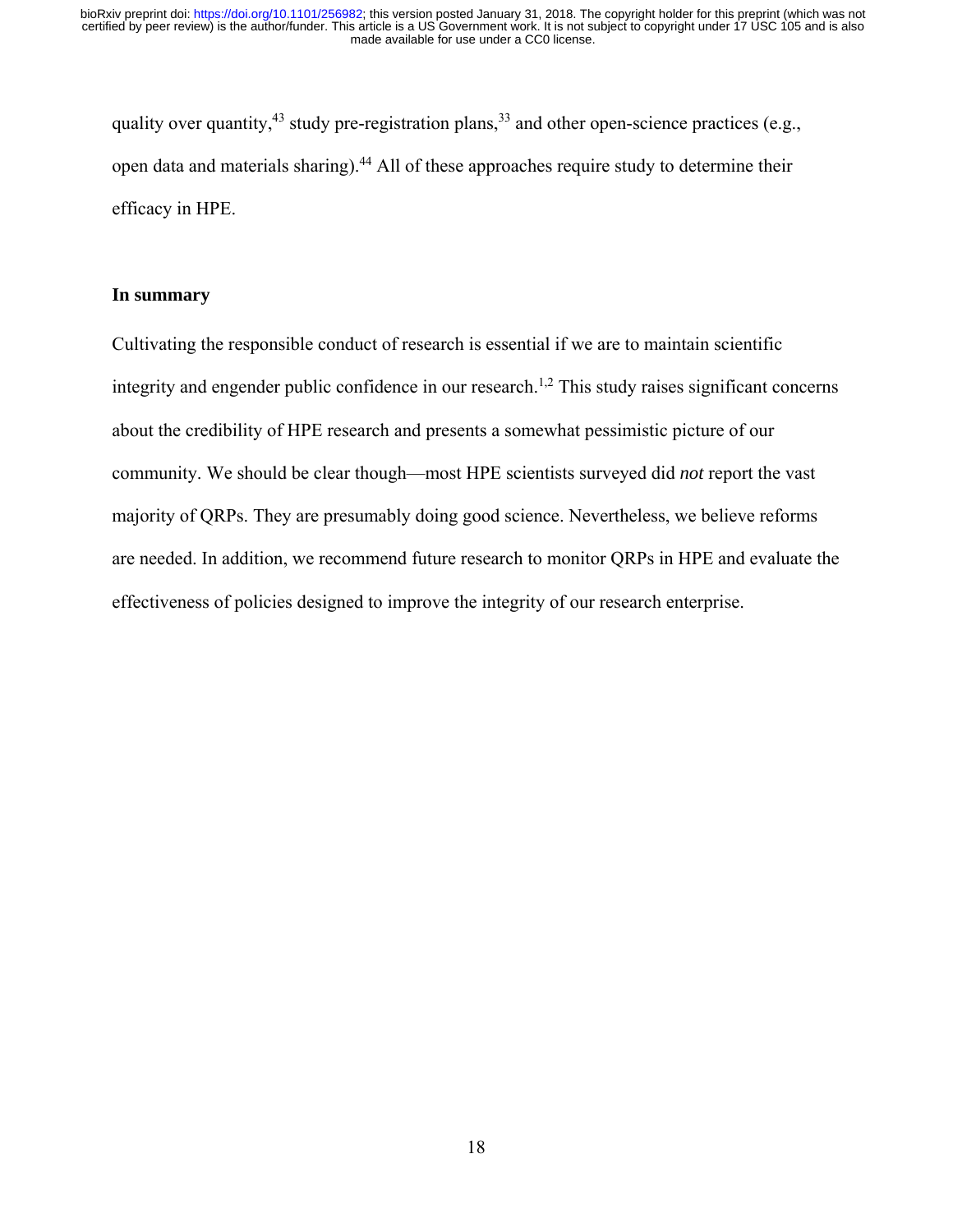quality over quantity,[43] study pre-registration plans,[33] and other open-science practices (e.g., open data and materials sharing).[44] All of these approaches require study to determine their efficacy in HPE.

**In summary**

Cultivating the responsible conduct of research is essential if we are to maintain scientific integrity and engender public confidence in our research.[1,2] This study raises significant concerns about the credibility of HPE research and presents a somewhat pessimistic picture of our community. We should be clear though—most HPE scientists surveyed did *not* report the vast majority of QRPs. They are presumably doing good science. Nevertheless, we believe reforms are needed. In addition, we recommend future research to monitor QRPs in HPE and evaluate the effectiveness of policies designed to improve the integrity of our research enterprise.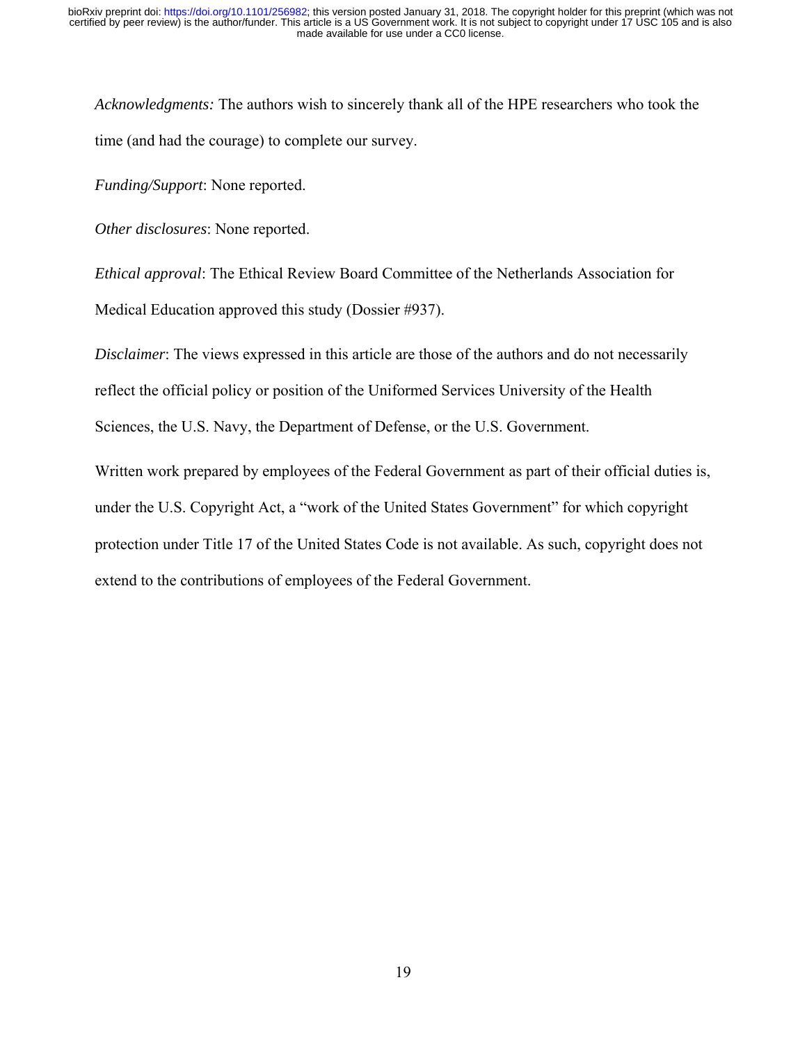*Acknowledgments:* The authors wish to sincerely thank all of the HPE researchers who took the time (and had the courage) to complete our survey.

*Funding/Support*: None reported.

*Other disclosures*: None reported.

*Ethical approval*: The Ethical Review Board Committee of the Netherlands Association for Medical Education approved this study (Dossier #937).

*Disclaimer*: The views expressed in this article are those of the authors and do not necessarily reflect the official policy or position of the Uniformed Services University of the Health Sciences, the U.S. Navy, the Department of Defense, or the U.S. Government.

Written work prepared by employees of the Federal Government as part of their official duties is, under the U.S. Copyright Act, a "work of the United States Government" for which copyright protection under Title 17 of the United States Code is not available. As such, copyright does not extend to the contributions of employees of the Federal Government.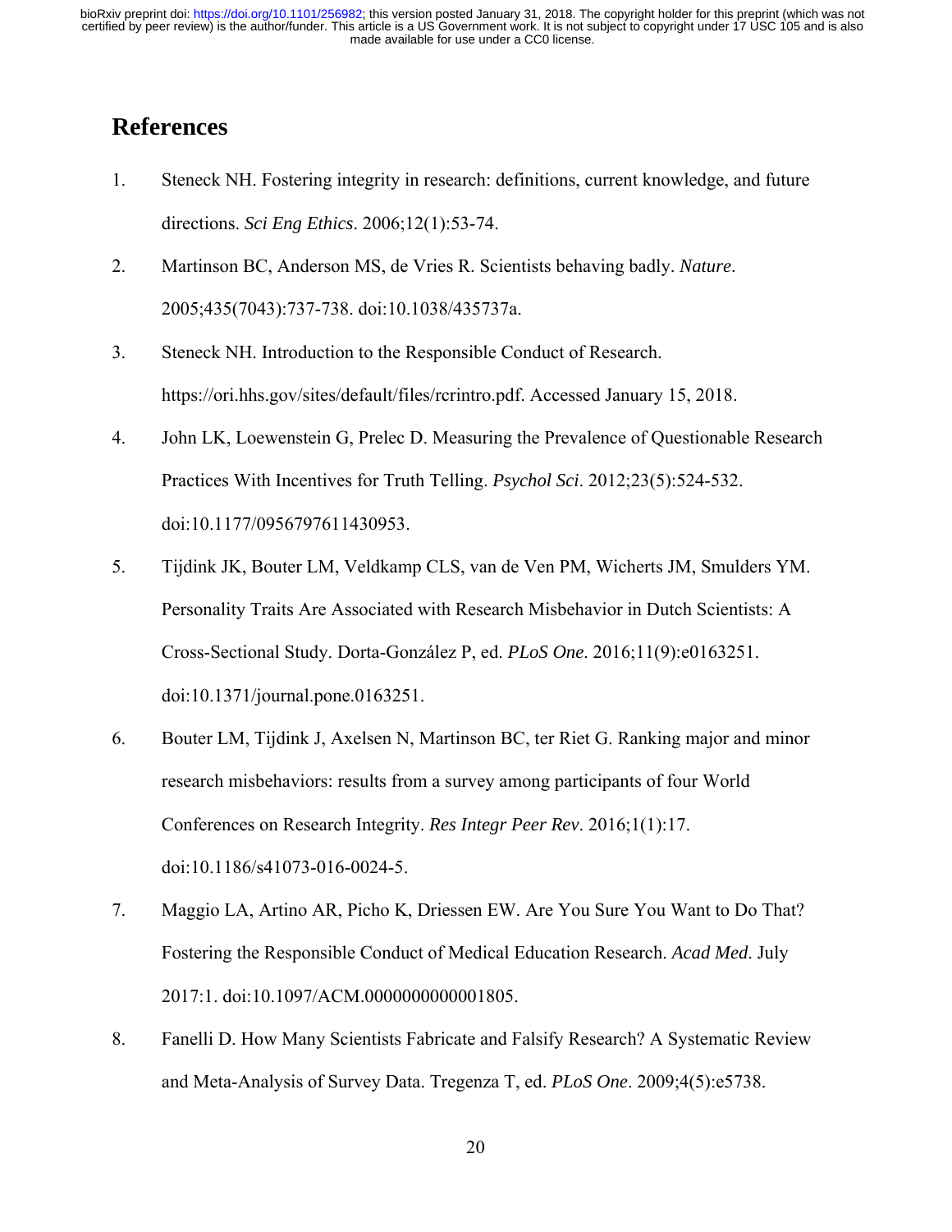# References

1. Steneck NH. Fostering integrity in research: definitions, current knowledge, and future directions. *Sci Eng Ethics*. 2006;12(1):53-74.
2. Martinson BC, Anderson MS, de Vries R. Scientists behaving badly. *Nature*. 2005;435(7043):737-738. doi:10.1038/435737a.
3. Steneck NH. Introduction to the Responsible Conduct of Research. https://ori.hhs.gov/sites/default/files/rcrintro.pdf. Accessed January 15, 2018.
4. John LK, Loewenstein G, Prelec D. Measuring the Prevalence of Questionable Research Practices With Incentives for Truth Telling. *Psychol Sci*. 2012;23(5):524-532. doi:10.1177/0956797611430953.
5. Tijdink JK, Bouter LM, Veldkamp CLS, van de Ven PM, Wicherts JM, Smulders YM. Personality Traits Are Associated with Research Misbehavior in Dutch Scientists: A Cross-Sectional Study. Dorta-González P, ed. *PLoS One*. 2016;11(9):e0163251. doi:10.1371/journal.pone.0163251.
6. Bouter LM, Tijdink J, Axelsen N, Martinson BC, ter Riet G. Ranking major and minor research misbehaviors: results from a survey among participants of four World Conferences on Research Integrity. *Res Integr Peer Rev*. 2016;1(1):17. doi:10.1186/s41073-016-0024-5.
7. Maggio LA, Artino AR, Picho K, Driessen EW. Are You Sure You Want to Do That? Fostering the Responsible Conduct of Medical Education Research. *Acad Med*. July 2017:1. doi:10.1097/ACM.0000000000001805.
8. Fanelli D. How Many Scientists Fabricate and Falsify Research? A Systematic Review and Meta-Analysis of Survey Data. Tregenza T, ed. *PLoS One*. 2009;4(5):e5738.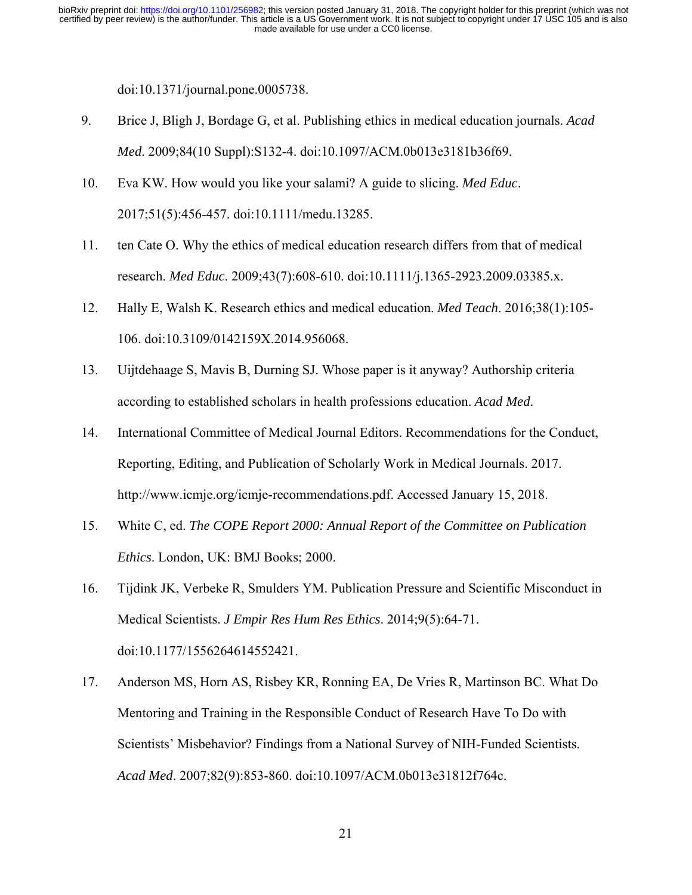doi:10.1371/journal.pone.0005738.

9. Brice J, Bligh J, Bordage G, et al. Publishing ethics in medical education journals. *Acad Med*. 2009;84(10 Suppl):S132-4. doi:10.1097/ACM.0b013e3181b36f69.

10. Eva KW. How would you like your salami? A guide to slicing. *Med Educ*. 2017;51(5):456-457. doi:10.1111/medu.13285.

11. ten Cate O. Why the ethics of medical education research differs from that of medical research. *Med Educ*. 2009;43(7):608-610. doi:10.1111/j.1365-2923.2009.03385.x.

12. Hally E, Walsh K. Research ethics and medical education. *Med Teach*. 2016;38(1):105-106. doi:10.3109/0142159X.2014.956068.

13. Uijtdehaage S, Mavis B, Durning SJ. Whose paper is it anyway? Authorship criteria according to established scholars in health professions education. *Acad Med*.

14. International Committee of Medical Journal Editors. Recommendations for the Conduct, Reporting, Editing, and Publication of Scholarly Work in Medical Journals. 2017. http://www.icmje.org/icmje-recommendations.pdf. Accessed January 15, 2018.

15. White C, ed. *The COPE Report 2000: Annual Report of the Committee on Publication Ethics*. London, UK: BMJ Books; 2000.

16. Tijdink JK, Verbeke R, Smulders YM. Publication Pressure and Scientific Misconduct in Medical Scientists. *J Empir Res Hum Res Ethics*. 2014;9(5):64-71. doi:10.1177/1556264614552421.

17. Anderson MS, Horn AS, Risbey KR, Ronning EA, De Vries R, Martinson BC. What Do Mentoring and Training in the Responsible Conduct of Research Have To Do with Scientists' Misbehavior? Findings from a National Survey of NIH-Funded Scientists. *Acad Med*. 2007;82(9):853-860. doi:10.1097/ACM.0b013e31812f764c.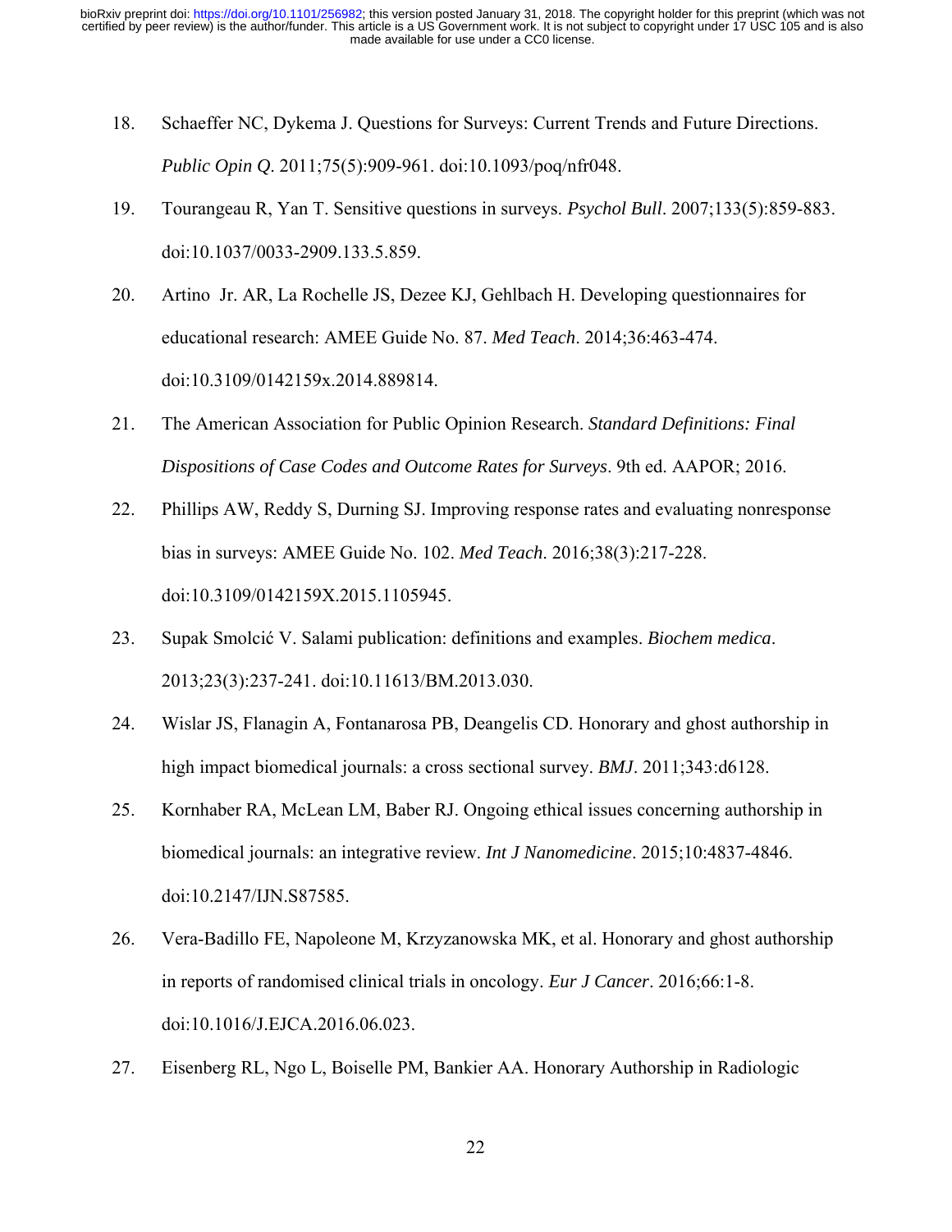18. Schaeffer NC, Dykema J. Questions for Surveys: Current Trends and Future Directions. *Public Opin Q*. 2011;75(5):909-961. doi:10.1093/poq/nfr048.

19. Tourangeau R, Yan T. Sensitive questions in surveys. *Psychol Bull*. 2007;133(5):859-883. doi:10.1037/0033-2909.133.5.859.

20. Artino Jr. AR, La Rochelle JS, Dezee KJ, Gehlbach H. Developing questionnaires for educational research: AMEE Guide No. 87. *Med Teach*. 2014;36:463-474. doi:10.3109/0142159x.2014.889814.

21. The American Association for Public Opinion Research. *Standard Definitions: Final Dispositions of Case Codes and Outcome Rates for Surveys*. 9th ed. AAPOR; 2016.

22. Phillips AW, Reddy S, Durning SJ. Improving response rates and evaluating nonresponse bias in surveys: AMEE Guide No. 102. *Med Teach*. 2016;38(3):217-228. doi:10.3109/0142159X.2015.1105945.

23. Supak Smolcić V. Salami publication: definitions and examples. *Biochem medica*. 2013;23(3):237-241. doi:10.11613/BM.2013.030.

24. Wislar JS, Flanagin A, Fontanarosa PB, Deangelis CD. Honorary and ghost authorship in high impact biomedical journals: a cross sectional survey. *BMJ*. 2011;343:d6128.

25. Kornhaber RA, McLean LM, Baber RJ. Ongoing ethical issues concerning authorship in biomedical journals: an integrative review. *Int J Nanomedicine*. 2015;10:4837-4846. doi:10.2147/IJN.S87585.

26. Vera-Badillo FE, Napoleone M, Krzyzanowska MK, et al. Honorary and ghost authorship in reports of randomised clinical trials in oncology. *Eur J Cancer*. 2016;66:1-8. doi:10.1016/J.EJCA.2016.06.023.

27. Eisenberg RL, Ngo L, Boiselle PM, Bankier AA. Honorary Authorship in Radiologic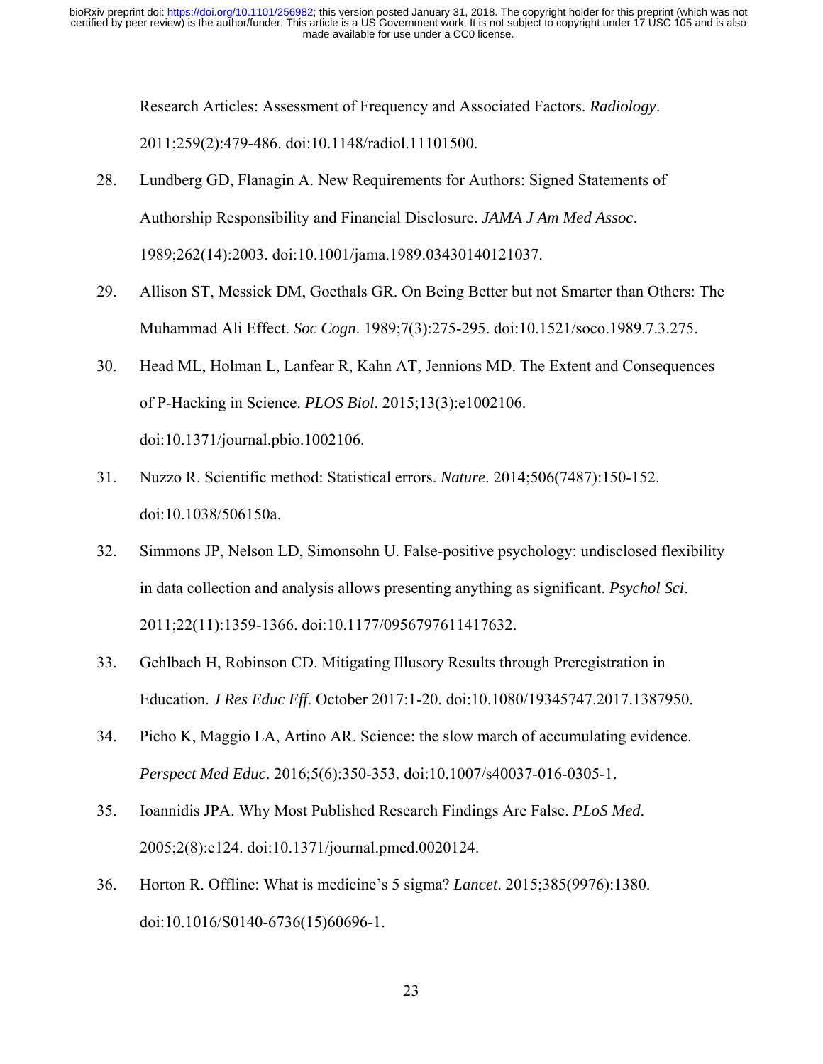Research Articles: Assessment of Frequency and Associated Factors. *Radiology*. 2011;259(2):479-486. doi:10.1148/radiol.11101500.

28. Lundberg GD, Flanagin A. New Requirements for Authors: Signed Statements of Authorship Responsibility and Financial Disclosure. *JAMA J Am Med Assoc*. 1989;262(14):2003. doi:10.1001/jama.1989.03430140121037.

29. Allison ST, Messick DM, Goethals GR. On Being Better but not Smarter than Others: The Muhammad Ali Effect. *Soc Cogn*. 1989;7(3):275-295. doi:10.1521/soco.1989.7.3.275.

30. Head ML, Holman L, Lanfear R, Kahn AT, Jennions MD. The Extent and Consequences of P-Hacking in Science. *PLOS Biol*. 2015;13(3):e1002106. doi:10.1371/journal.pbio.1002106.

31. Nuzzo R. Scientific method: Statistical errors. *Nature*. 2014;506(7487):150-152. doi:10.1038/506150a.

32. Simmons JP, Nelson LD, Simonsohn U. False-positive psychology: undisclosed flexibility in data collection and analysis allows presenting anything as significant. *Psychol Sci*. 2011;22(11):1359-1366. doi:10.1177/0956797611417632.

33. Gehlbach H, Robinson CD. Mitigating Illusory Results through Preregistration in Education. *J Res Educ Eff*. October 2017:1-20. doi:10.1080/19345747.2017.1387950.

34. Picho K, Maggio LA, Artino AR. Science: the slow march of accumulating evidence. *Perspect Med Educ*. 2016;5(6):350-353. doi:10.1007/s40037-016-0305-1.

35. Ioannidis JPA. Why Most Published Research Findings Are False. *PLoS Med*. 2005;2(8):e124. doi:10.1371/journal.pmed.0020124.

36. Horton R. Offline: What is medicine's 5 sigma? *Lancet*. 2015;385(9976):1380. doi:10.1016/S0140-6736(15)60696-1.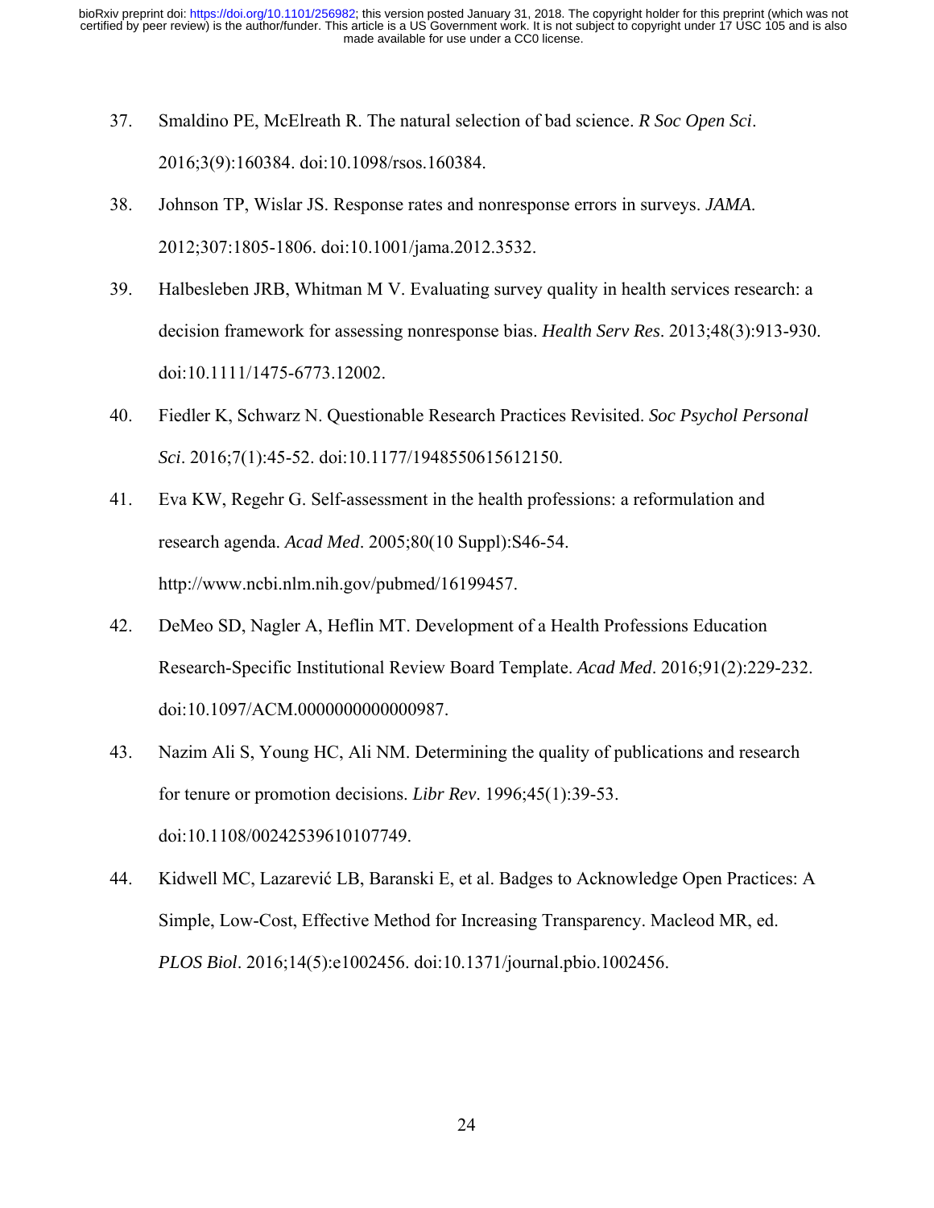37. Smaldino PE, McElreath R. The natural selection of bad science. *R Soc Open Sci*. 2016;3(9):160384. doi:10.1098/rsos.160384.

38. Johnson TP, Wislar JS. Response rates and nonresponse errors in surveys. *JAMA*. 2012;307:1805-1806. doi:10.1001/jama.2012.3532.

39. Halbesleben JRB, Whitman M V. Evaluating survey quality in health services research: a decision framework for assessing nonresponse bias. *Health Serv Res*. 2013;48(3):913-930. doi:10.1111/1475-6773.12002.

40. Fiedler K, Schwarz N. Questionable Research Practices Revisited. *Soc Psychol Personal Sci*. 2016;7(1):45-52. doi:10.1177/1948550615612150.

41. Eva KW, Regehr G. Self-assessment in the health professions: a reformulation and research agenda. *Acad Med*. 2005;80(10 Suppl):S46-54. http://www.ncbi.nlm.nih.gov/pubmed/16199457.

42. DeMeo SD, Nagler A, Heflin MT. Development of a Health Professions Education Research-Specific Institutional Review Board Template. *Acad Med*. 2016;91(2):229-232. doi:10.1097/ACM.0000000000000987.

43. Nazim Ali S, Young HC, Ali NM. Determining the quality of publications and research for tenure or promotion decisions. *Libr Rev*. 1996;45(1):39-53. doi:10.1108/00242539610107749.

44. Kidwell MC, Lazarević LB, Baranski E, et al. Badges to Acknowledge Open Practices: A Simple, Low-Cost, Effective Method for Increasing Transparency. Macleod MR, ed. *PLOS Biol*. 2016;14(5):e1002456. doi:10.1371/journal.pbio.1002456.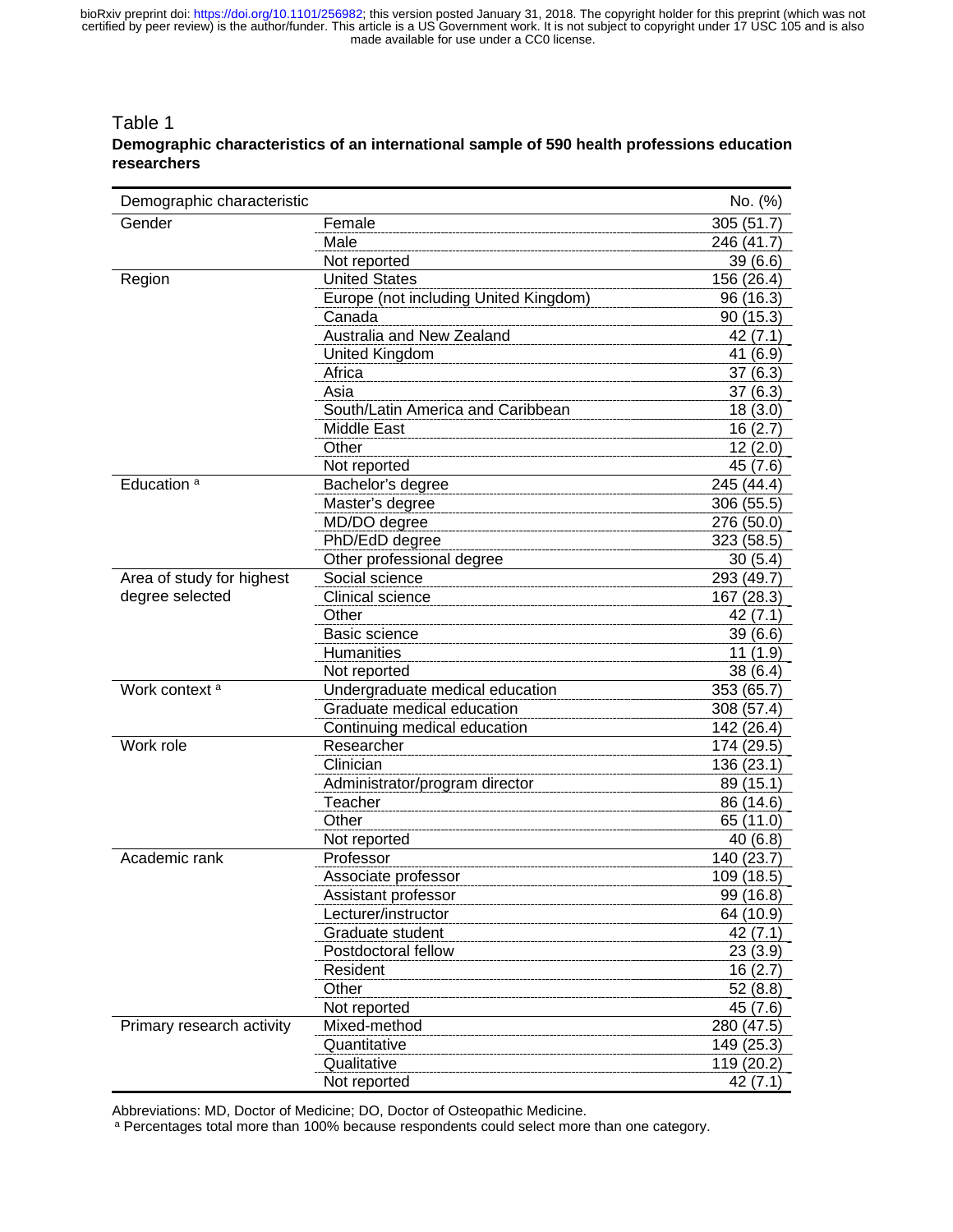Table 1

**Demographic characteristics of an international sample of 590 health professions education researchers**

| Demographic characteristic | | No. (%) |
|---|---|---|
| Gender | Female | 305 (51.7) |
| | Male | 246 (41.7) |
| | Not reported | 39 (6.6) |
| Region | United States | 156 (26.4) |
| | Europe (not including United Kingdom) | 96 (16.3) |
| | Canada | 90 (15.3) |
| | Australia and New Zealand | 42 (7.1) |
| | United Kingdom | 41 (6.9) |
| | Africa | 37 (6.3) |
| | Asia | 37 (6.3) |
| | South/Latin America and Caribbean | 18 (3.0) |
| | Middle East | 16 (2.7) |
| | Other | 12 (2.0) |
| | Not reported | 45 (7.6) |
| Education [a] | Bachelor's degree | 245 (44.4) |
| | Master's degree | 306 (55.5) |
| | MD/DO degree | 276 (50.0) |
| | PhD/EdD degree | 323 (58.5) |
| | Other professional degree | 30 (5.4) |
| Area of study for highest degree selected | Social science | 293 (49.7) |
| | Clinical science | 167 (28.3) |
| | Other | 42 (7.1) |
| | Basic science | 39 (6.6) |
| | Humanities | 11 (1.9) |
| | Not reported | 38 (6.4) |
| Work context [a] | Undergraduate medical education | 353 (65.7) |
| | Graduate medical education | 308 (57.4) |
| | Continuing medical education | 142 (26.4) |
| Work role | Researcher | 174 (29.5) |
| | Clinician | 136 (23.1) |
| | Administrator/program director | 89 (15.1) |
| | Teacher | 86 (14.6) |
| | Other | 65 (11.0) |
| | Not reported | 40 (6.8) |
| Academic rank | Professor | 140 (23.7) |
| | Associate professor | 109 (18.5) |
| | Assistant professor | 99 (16.8) |
| | Lecturer/instructor | 64 (10.9) |
| | Graduate student | 42 (7.1) |
| | Postdoctoral fellow | 23 (3.9) |
| | Resident | 16 (2.7) |
| | Other | 52 (8.8) |
| | Not reported | 45 (7.6) |
| Primary research activity | Mixed-method | 280 (47.5) |
| | Quantitative | 149 (25.3) |
| | Qualitative | 119 (20.2) |
| | Not reported | 42 (7.1) |

Abbreviations: MD, Doctor of Medicine; DO, Doctor of Osteopathic Medicine.
[a] Percentages total more than 100% because respondents could select more than one category.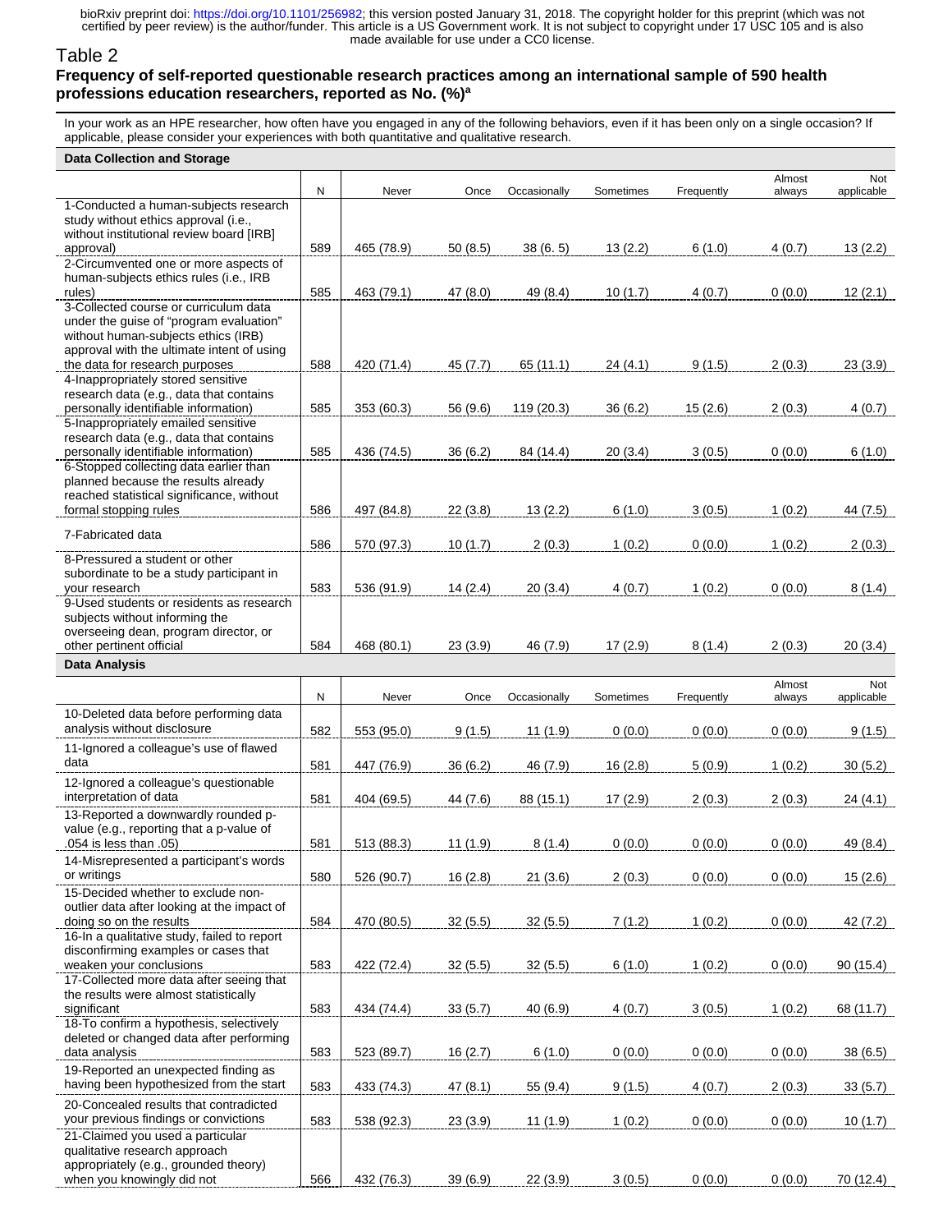Table 2

**Frequency of self-reported questionable research practices among an international sample of 590 health professions education researchers, reported as No. (%)[a]**

In your work as an HPE researcher, how often have you engaged in any of the following behaviors, even if it has been only on a single occasion? If applicable, please consider your experiences with both quantitative and qualitative research.

| **Data Collection and Storage** | N | Never | Once | Occasionally | Sometimes | Frequently | Almost always | Not applicable |
|---|---|---|---|---|---|---|---|---|
| 1-Conducted a human-subjects research study without ethics approval (i.e., without institutional review board [IRB] approval) | 589 | 465 (78.9) | 50 (8.5) | 38 (6. 5) | 13 (2.2) | 6 (1.0) | 4 (0.7) | 13 (2.2) |
| 2-Circumvented one or more aspects of human-subjects ethics rules (i.e., IRB rules) | 585 | 463 (79.1) | 47 (8.0) | 49 (8.4) | 10 (1.7) | 4 (0.7) | 0 (0.0) | 12 (2.1) |
| 3-Collected course or curriculum data under the guise of "program evaluation" without human-subjects ethics (IRB) approval with the ultimate intent of using the data for research purposes | 588 | 420 (71.4) | 45 (7.7) | 65 (11.1) | 24 (4.1) | 9 (1.5) | 2 (0.3) | 23 (3.9) |
| 4-Inappropriately stored sensitive research data (e.g., data that contains personally identifiable information) | 585 | 353 (60.3) | 56 (9.6) | 119 (20.3) | 36 (6.2) | 15 (2.6) | 2 (0.3) | 4 (0.7) |
| 5-Inappropriately emailed sensitive research data (e.g., data that contains personally identifiable information) | 585 | 436 (74.5) | 36 (6.2) | 84 (14.4) | 20 (3.4) | 3 (0.5) | 0 (0.0) | 6 (1.0) |
| 6-Stopped collecting data earlier than planned because the results already reached statistical significance, without formal stopping rules | 586 | 497 (84.8) | 22 (3.8) | 13 (2.2) | 6 (1.0) | 3 (0.5) | 1 (0.2) | 44 (7.5) |
| 7-Fabricated data | 586 | 570 (97.3) | 10 (1.7) | 2 (0.3) | 1 (0.2) | 0 (0.0) | 1 (0.2) | 2 (0.3) |
| 8-Pressured a student or other subordinate to be a study participant in your research | 583 | 536 (91.9) | 14 (2.4) | 20 (3.4) | 4 (0.7) | 1 (0.2) | 0 (0.0) | 8 (1.4) |
| 9-Used students or residents as research subjects without informing the overseeing dean, program director, or other pertinent official | 584 | 468 (80.1) | 23 (3.9) | 46 (7.9) | 17 (2.9) | 8 (1.4) | 2 (0.3) | 20 (3.4) |
| **Data Analysis** | N | Never | Once | Occasionally | Sometimes | Frequently | Almost always | Not applicable |
| 10-Deleted data before performing data analysis without disclosure | 582 | 553 (95.0) | 9 (1.5) | 11 (1.9) | 0 (0.0) | 0 (0.0) | 0 (0.0) | 9 (1.5) |
| 11-Ignored a colleague's use of flawed data | 581 | 447 (76.9) | 36 (6.2) | 46 (7.9) | 16 (2.8) | 5 (0.9) | 1 (0.2) | 30 (5.2) |
| 12-Ignored a colleague's questionable interpretation of data | 581 | 404 (69.5) | 44 (7.6) | 88 (15.1) | 17 (2.9) | 2 (0.3) | 2 (0.3) | 24 (4.1) |
| 13-Reported a downwardly rounded p-value (e.g., reporting that a p-value of .054 is less than .05) | 581 | 513 (88.3) | 11 (1.9) | 8 (1.4) | 0 (0.0) | 0 (0.0) | 0 (0.0) | 49 (8.4) |
| 14-Misrepresented a participant's words or writings | 580 | 526 (90.7) | 16 (2.8) | 21 (3.6) | 2 (0.3) | 0 (0.0) | 0 (0.0) | 15 (2.6) |
| 15-Decided whether to exclude non-outlier data after looking at the impact of doing so on the results | 584 | 470 (80.5) | 32 (5.5) | 32 (5.5) | 7 (1.2) | 1 (0.2) | 0 (0.0) | 42 (7.2) |
| 16-In a qualitative study, failed to report disconfirming examples or cases that weaken your conclusions | 583 | 422 (72.4) | 32 (5.5) | 32 (5.5) | 6 (1.0) | 1 (0.2) | 0 (0.0) | 90 (15.4) |
| 17-Collected more data after seeing that the results were almost statistically significant | 583 | 434 (74.4) | 33 (5.7) | 40 (6.9) | 4 (0.7) | 3 (0.5) | 1 (0.2) | 68 (11.7) |
| 18-To confirm a hypothesis, selectively deleted or changed data after performing data analysis | 583 | 523 (89.7) | 16 (2.7) | 6 (1.0) | 0 (0.0) | 0 (0.0) | 0 (0.0) | 38 (6.5) |
| 19-Reported an unexpected finding as having been hypothesized from the start | 583 | 433 (74.3) | 47 (8.1) | 55 (9.4) | 9 (1.5) | 4 (0.7) | 2 (0.3) | 33 (5.7) |
| 20-Concealed results that contradicted your previous findings or convictions | 583 | 538 (92.3) | 23 (3.9) | 11 (1.9) | 1 (0.2) | 0 (0.0) | 0 (0.0) | 10 (1.7) |
| 21-Claimed you used a particular qualitative research approach appropriately (e.g., grounded theory) when you knowingly did not | 566 | 432 (76.3) | 39 (6.9) | 22 (3.9) | 3 (0.5) | 0 (0.0) | 0 (0.0) | 70 (12.4) |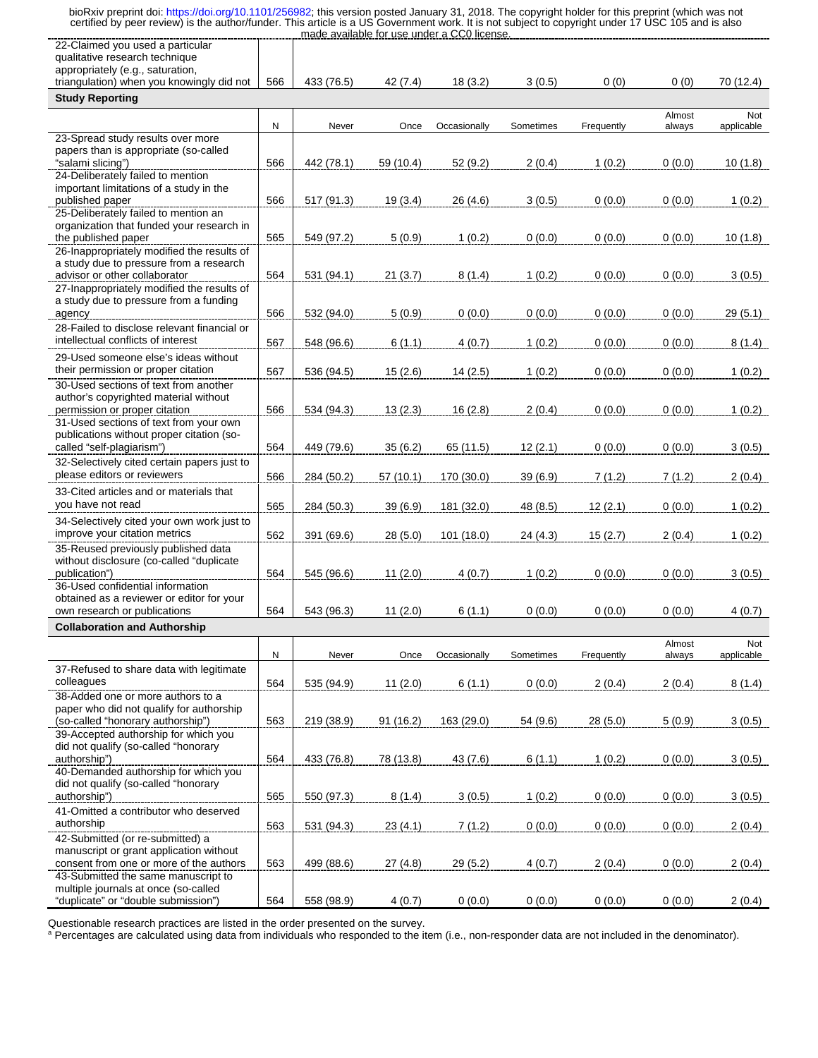| | N | Never | Once | Occasionally | Sometimes | Frequently | Almost always | Not applicable |
|---|---|---|---|---|---|---|---|---|
| 22-Claimed you used a particular qualitative research technique appropriately (e.g., saturation, triangulation) when you knowingly did not | 566 | 433 (76.5) | 42 (7.4) | 18 (3.2) | 3 (0.5) | 0 (0) | 0 (0) | 70 (12.4) |
| **Study Reporting** | | | | | | | | |
| | N | Never | Once | Occasionally | Sometimes | Frequently | Almost always | Not applicable |
| 23-Spread study results over more papers than is appropriate (so-called "salami slicing") | 566 | 442 (78.1) | 59 (10.4) | 52 (9.2) | 2 (0.4) | 1 (0.2) | 0 (0.0) | 10 (1.8) |
| 24-Deliberately failed to mention important limitations of a study in the published paper | 566 | 517 (91.3) | 19 (3.4) | 26 (4.6) | 3 (0.5) | 0 (0.0) | 0 (0.0) | 1 (0.2) |
| 25-Deliberately failed to mention an organization that funded your research in the published paper | 565 | 549 (97.2) | 5 (0.9) | 1 (0.2) | 0 (0.0) | 0 (0.0) | 0 (0.0) | 10 (1.8) |
| 26-Inappropriately modified the results of a study due to pressure from a research advisor or other collaborator | 564 | 531 (94.1) | 21 (3.7) | 8 (1.4) | 1 (0.2) | 0 (0.0) | 0 (0.0) | 3 (0.5) |
| 27-Inappropriately modified the results of a study due to pressure from a funding agency | 566 | 532 (94.0) | 5 (0.9) | 0 (0.0) | 0 (0.0) | 0 (0.0) | 0 (0.0) | 29 (5.1) |
| 28-Failed to disclose relevant financial or intellectual conflicts of interest | 567 | 548 (96.6) | 6 (1.1) | 4 (0.7) | 1 (0.2) | 0 (0.0) | 0 (0.0) | 8 (1.4) |
| 29-Used someone else's ideas without their permission or proper citation | 567 | 536 (94.5) | 15 (2.6) | 14 (2.5) | 1 (0.2) | 0 (0.0) | 0 (0.0) | 1 (0.2) |
| 30-Used sections of text from another author's copyrighted material without permission or proper citation | 566 | 534 (94.3) | 13 (2.3) | 16 (2.8) | 2 (0.4) | 0 (0.0) | 0 (0.0) | 1 (0.2) |
| 31-Used sections of text from your own publications without proper citation (so-called "self-plagiarism") | 564 | 449 (79.6) | 35 (6.2) | 65 (11.5) | 12 (2.1) | 0 (0.0) | 0 (0.0) | 3 (0.5) |
| 32-Selectively cited certain papers just to please editors or reviewers | 566 | 284 (50.2) | 57 (10.1) | 170 (30.0) | 39 (6.9) | 7 (1.2) | 7 (1.2) | 2 (0.4) |
| 33-Cited articles and or materials that you have not read | 565 | 284 (50.3) | 39 (6.9) | 181 (32.0) | 48 (8.5) | 12 (2.1) | 0 (0.0) | 1 (0.2) |
| 34-Selectively cited your own work just to improve your citation metrics | 562 | 391 (69.6) | 28 (5.0) | 101 (18.0) | 24 (4.3) | 15 (2.7) | 2 (0.4) | 1 (0.2) |
| 35-Reused previously published data without disclosure (co-called "duplicate publication") | 564 | 545 (96.6) | 11 (2.0) | 4 (0.7) | 1 (0.2) | 0 (0.0) | 0 (0.0) | 3 (0.5) |
| 36-Used confidential information obtained as a reviewer or editor for your own research or publications | 564 | 543 (96.3) | 11 (2.0) | 6 (1.1) | 0 (0.0) | 0 (0.0) | 0 (0.0) | 4 (0.7) |
| **Collaboration and Authorship** | | | | | | | | |
| | N | Never | Once | Occasionally | Sometimes | Frequently | Almost always | Not applicable |
| 37-Refused to share data with legitimate colleagues | 564 | 535 (94.9) | 11 (2.0) | 6 (1.1) | 0 (0.0) | 2 (0.4) | 2 (0.4) | 8 (1.4) |
| 38-Added one or more authors to a paper who did not qualify for authorship (so-called "honorary authorship") | 563 | 219 (38.9) | 91 (16.2) | 163 (29.0) | 54 (9.6) | 28 (5.0) | 5 (0.9) | 3 (0.5) |
| 39-Accepted authorship for which you did not qualify (so-called "honorary authorship") | 564 | 433 (76.8) | 78 (13.8) | 43 (7.6) | 6 (1.1) | 1 (0.2) | 0 (0.0) | 3 (0.5) |
| 40-Demanded authorship for which you did not qualify (so-called "honorary authorship") | 565 | 550 (97.3) | 8 (1.4) | 3 (0.5) | 1 (0.2) | 0 (0.0) | 0 (0.0) | 3 (0.5) |
| 41-Omitted a contributor who deserved authorship | 563 | 531 (94.3) | 23 (4.1) | 7 (1.2) | 0 (0.0) | 0 (0.0) | 0 (0.0) | 2 (0.4) |
| 42-Submitted (or re-submitted) a manuscript or grant application without consent from one or more of the authors | 563 | 499 (88.6) | 27 (4.8) | 29 (5.2) | 4 (0.7) | 2 (0.4) | 0 (0.0) | 2 (0.4) |
| 43-Submitted the same manuscript to multiple journals at once (so-called "duplicate" or "double submission") | 564 | 558 (98.9) | 4 (0.7) | 0 (0.0) | 0 (0.0) | 0 (0.0) | 0 (0.0) | 2 (0.4) |

Questionable research practices are listed in the order presented on the survey.

[a] Percentages are calculated using data from individuals who responded to the item (i.e., non-responder data are not included in the denominator).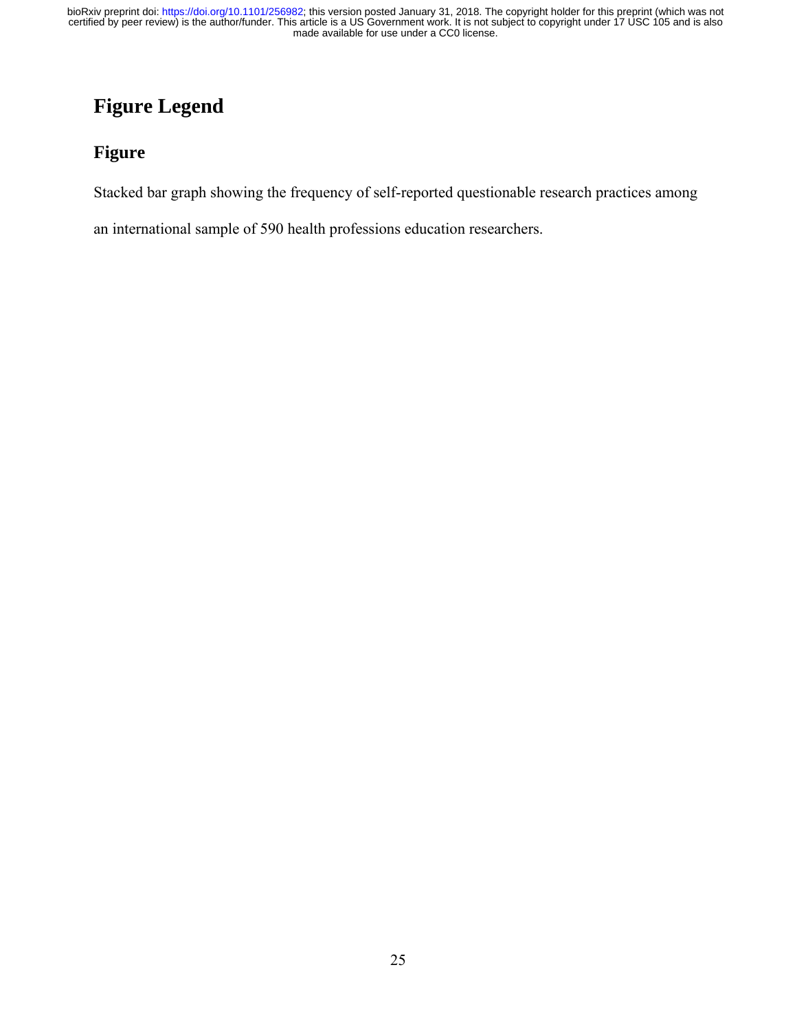# Figure Legend

## Figure

Stacked bar graph showing the frequency of self-reported questionable research practices among an international sample of 590 health professions education researchers.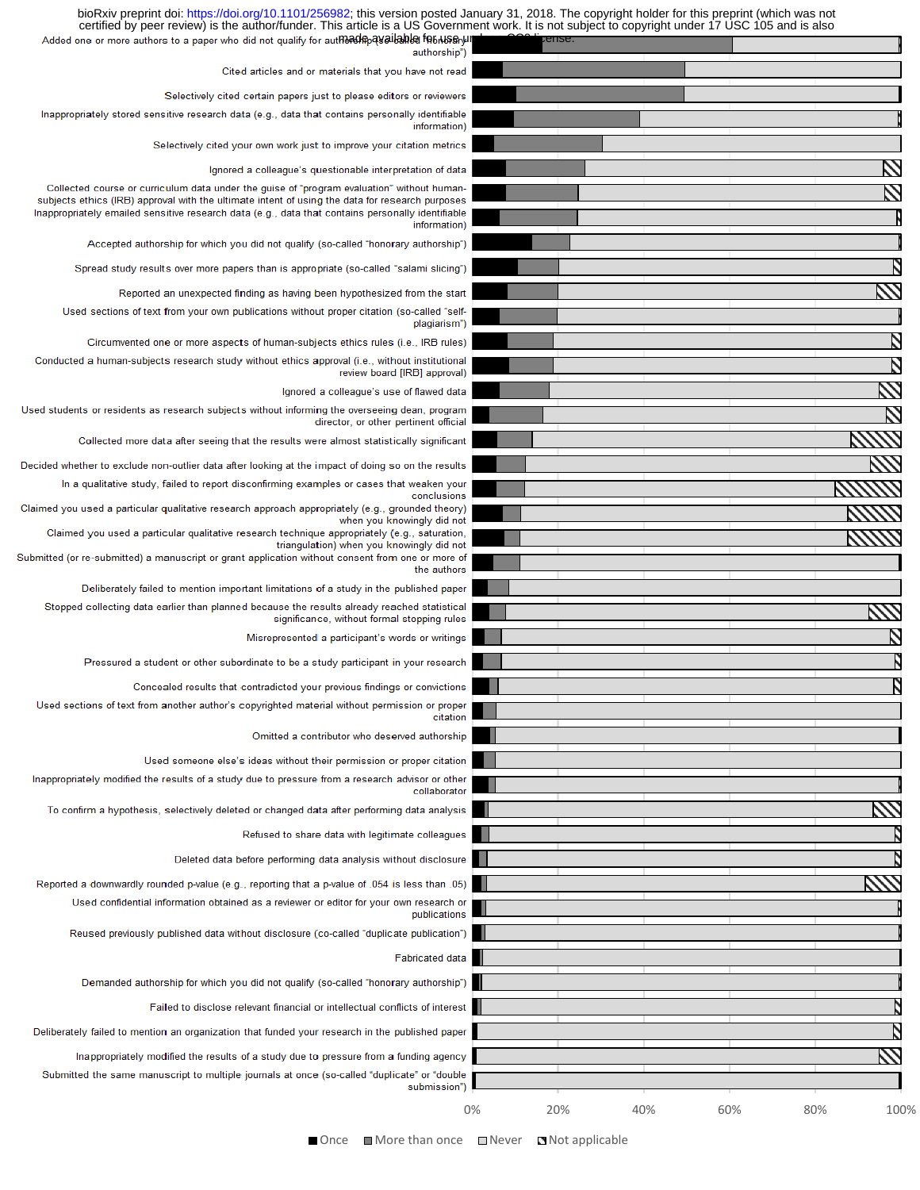Added one or more authors to a paper who did not qualify for authorship (so-called "honorary authorship")

Cited articles and or materials that you have not read

Selectively cited certain papers just to please editors or reviewers

Inappropriately stored sensitive research data (e.g., data that contains personally identifiable information)

Selectively cited your own work just to improve your citation metrics

Ignored a colleague's questionable interpretation of data

Collected course or curriculum data under the guise of "program evaluation" without human-subjects ethics (IRB) approval with the ultimate intent of using the data for research purposes

Inappropriately emailed sensitive research data (e.g., data that contains personally identifiable information)

Accepted authorship for which you did not qualify (so-called "honorary authorship")

Spread study results over more papers than is appropriate (so-called "salami slicing")

Reported an unexpected finding as having been hypothesized from the start

Used sections of text from your own publications without proper citation (so-called "self-plagiarism")

Circumvented one or more aspects of human-subjects ethics rules (i.e., IRB rules)

Conducted a human-subjects research study without ethics approval (i.e., without institutional review board [IRB] approval)

Ignored a colleague's use of flawed data

Used students or residents as research subjects without informing the overseeing dean, program director, or other pertinent official

Collected more data after seeing that the results were almost statistically significant

Decided whether to exclude non-outlier data after looking at the impact of doing so on the results

In a qualitative study, failed to report disconfirming examples or cases that weaken your conclusions

Claimed you used a particular qualitative research approach appropriately (e.g., grounded theory) when you knowingly did not

Claimed you used a particular qualitative research technique appropriately (e.g., saturation, triangulation) when you knowingly did not

Submitted (or re-submitted) a manuscript or grant application without consent from one or more of the authors

Deliberately failed to mention important limitations of a study in the published paper

Stopped collecting data earlier than planned because the results already reached statistical significance, without formal stopping rules

Misrepresented a participant's words or writings

Pressured a student or other subordinate to be a study participant in your research

Concealed results that contradicted your previous findings or convictions

Used sections of text from another author's copyrighted material without permission or proper citation

Omitted a contributor who deserved authorship

Used someone else's ideas without their permission or proper citation

Inappropriately modified the results of a study due to pressure from a research advisor or other collaborator

To confirm a hypothesis, selectively deleted or changed data after performing data analysis

Refused to share data with legitimate colleagues

Deleted data before performing data analysis without disclosure

Reported a downwardly rounded p-value (e.g., reporting that a p-value of .054 is less than .05)

Used confidential information obtained as a reviewer or editor for your own research or publications

Reused previously published data without disclosure (co-called "duplicate publication")

Fabricated data

Demanded authorship for which you did not qualify (so-called "honorary authorship")

Failed to disclose relevant financial or intellectual conflicts of interest

Deliberately failed to mention an organization that funded your research in the published paper

Inappropriately modified the results of a study due to pressure from a funding agency

Submitted the same manuscript to multiple journals at once (so-called "duplicate" or "double submission")

0% 20% 40% 60% 80% 100%

■ Once ■ More than once □ Never ▨ Not applicable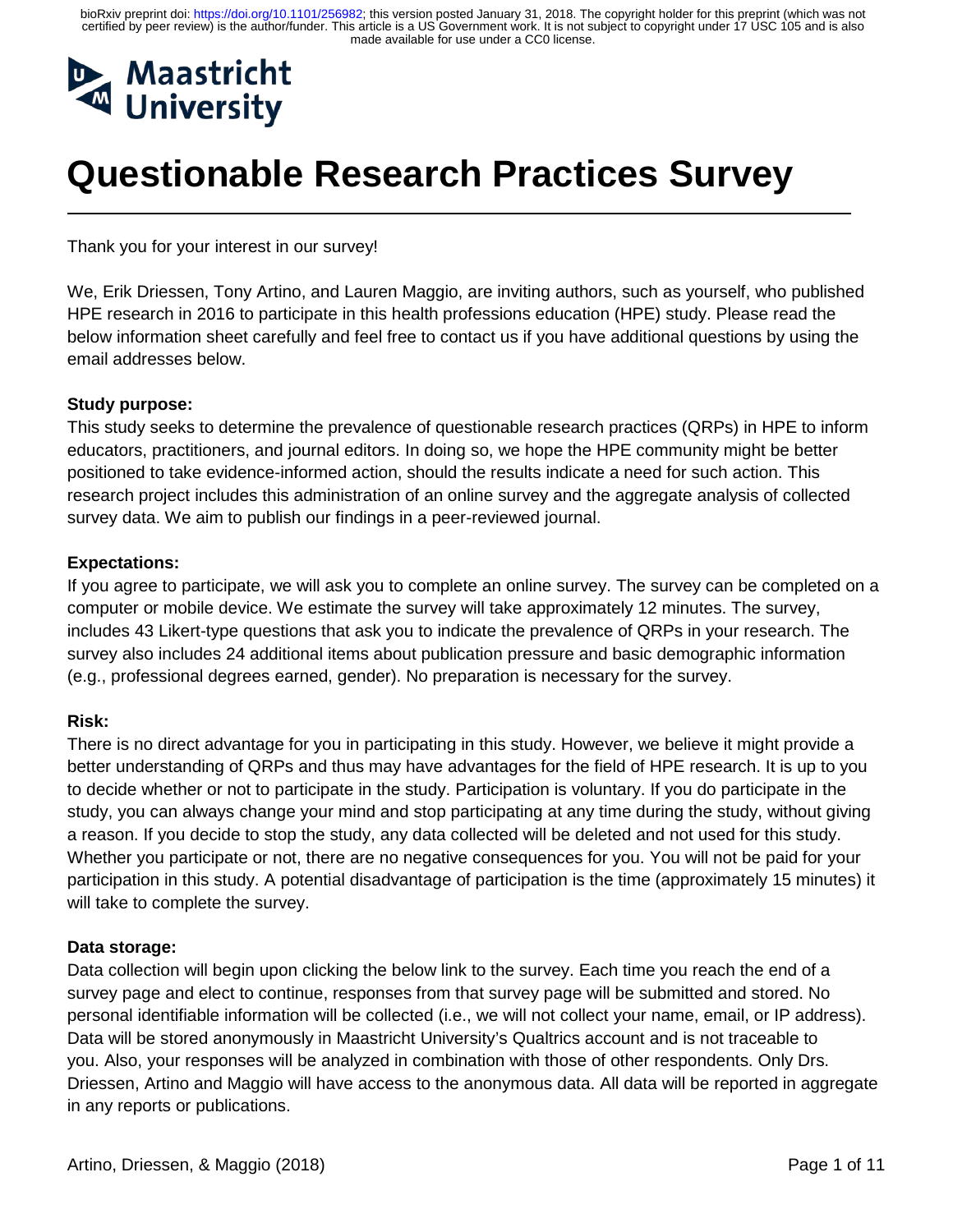Maastricht University

# Questionable Research Practices Survey

Thank you for your interest in our survey!

We, Erik Driessen, Tony Artino, and Lauren Maggio, are inviting authors, such as yourself, who published HPE research in 2016 to participate in this health professions education (HPE) study. Please read the below information sheet carefully and feel free to contact us if you have additional questions by using the email addresses below.

**Study purpose:**
This study seeks to determine the prevalence of questionable research practices (QRPs) in HPE to inform educators, practitioners, and journal editors. In doing so, we hope the HPE community might be better positioned to take evidence-informed action, should the results indicate a need for such action. This research project includes this administration of an online survey and the aggregate analysis of collected survey data. We aim to publish our findings in a peer-reviewed journal.

**Expectations:**
If you agree to participate, we will ask you to complete an online survey. The survey can be completed on a computer or mobile device. We estimate the survey will take approximately 12 minutes. The survey, includes 43 Likert-type questions that ask you to indicate the prevalence of QRPs in your research. The survey also includes 24 additional items about publication pressure and basic demographic information (e.g., professional degrees earned, gender). No preparation is necessary for the survey.

**Risk:**
There is no direct advantage for you in participating in this study. However, we believe it might provide a better understanding of QRPs and thus may have advantages for the field of HPE research. It is up to you to decide whether or not to participate in the study. Participation is voluntary. If you do participate in the study, you can always change your mind and stop participating at any time during the study, without giving a reason. If you decide to stop the study, any data collected will be deleted and not used for this study. Whether you participate or not, there are no negative consequences for you. You will not be paid for your participation in this study. A potential disadvantage of participation is the time (approximately 15 minutes) it will take to complete the survey.

**Data storage:**
Data collection will begin upon clicking the below link to the survey. Each time you reach the end of a survey page and elect to continue, responses from that survey page will be submitted and stored. No personal identifiable information will be collected (i.e., we will not collect your name, email, or IP address). Data will be stored anonymously in Maastricht University's Qualtrics account and is not traceable to you. Also, your responses will be analyzed in combination with those of other respondents. Only Drs. Driessen, Artino and Maggio will have access to the anonymous data. All data will be reported in aggregate in any reports or publications.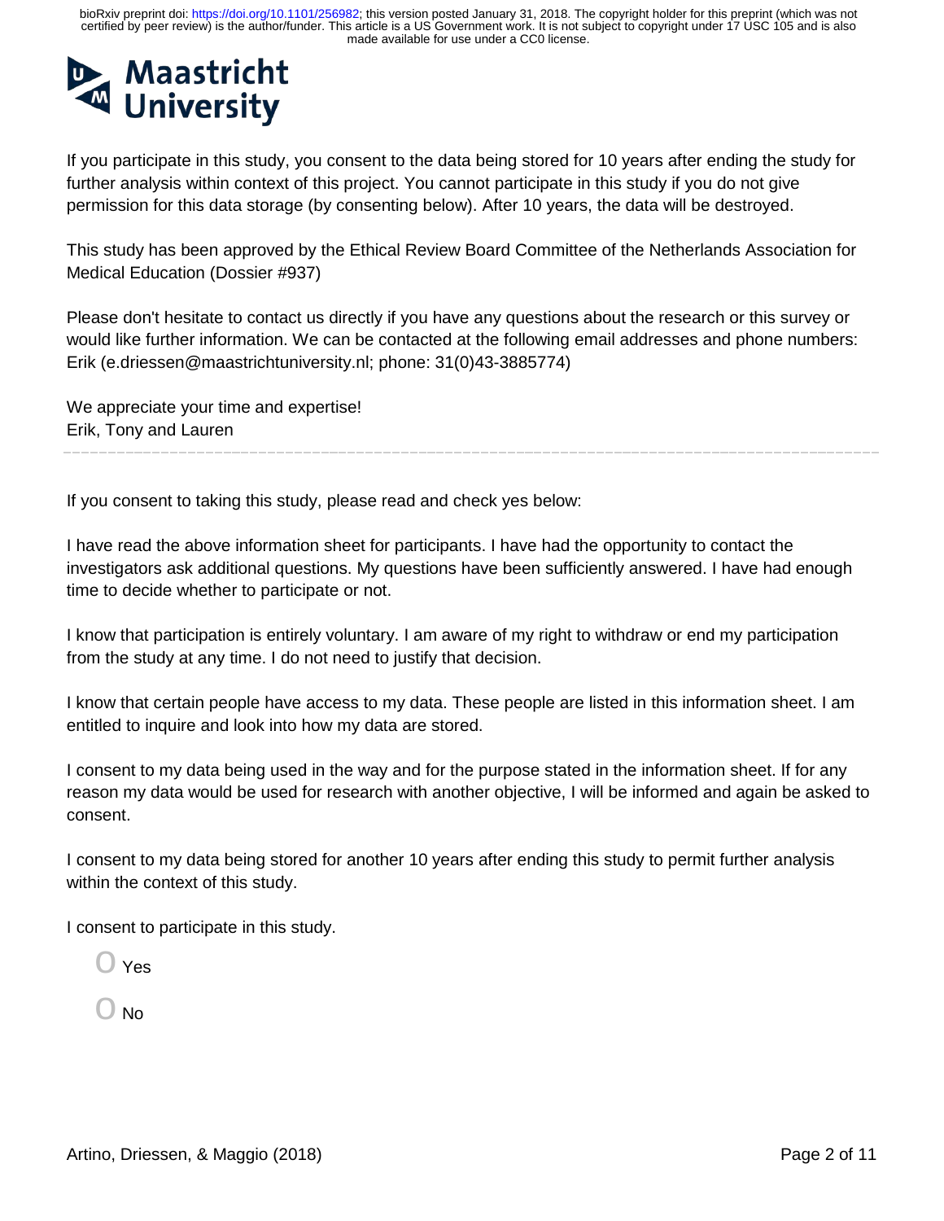If you participate in this study, you consent to the data being stored for 10 years after ending the study for further analysis within context of this project. You cannot participate in this study if you do not give permission for this data storage (by consenting below). After 10 years, the data will be destroyed.

This study has been approved by the Ethical Review Board Committee of the Netherlands Association for Medical Education (Dossier #937)

Please don't hesitate to contact us directly if you have any questions about the research or this survey or would like further information. We can be contacted at the following email addresses and phone numbers: Erik (e.driessen@maastrichtuniversity.nl; phone: 31(0)43-3885774)

We appreciate your time and expertise!
Erik, Tony and Lauren

---

If you consent to taking this study, please read and check yes below:

I have read the above information sheet for participants. I have had the opportunity to contact the investigators ask additional questions. My questions have been sufficiently answered. I have had enough time to decide whether to participate or not.

I know that participation is entirely voluntary. I am aware of my right to withdraw or end my participation from the study at any time. I do not need to justify that decision.

I know that certain people have access to my data. These people are listed in this information sheet. I am entitled to inquire and look into how my data are stored.

I consent to my data being used in the way and for the purpose stated in the information sheet. If for any reason my data would be used for research with another objective, I will be informed and again be asked to consent.

I consent to my data being stored for another 10 years after ending this study to permit further analysis within the context of this study.

I consent to participate in this study.

- O Yes
- O No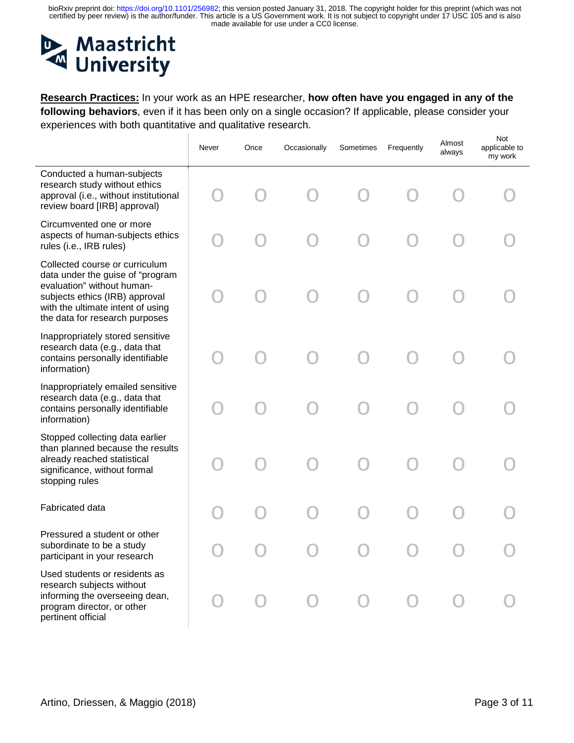**Research Practices:** In your work as an HPE researcher, **how often have you engaged in any of the following behaviors**, even if it has been only on a single occasion? If applicable, please consider your experiences with both quantitative and qualitative research.

| | Never | Once | Occasionally | Sometimes | Frequently | Almost always | Not applicable to my work |
|---|---|---|---|---|---|---|---|
| Conducted a human-subjects research study without ethics approval (i.e., without institutional review board [IRB] approval) | O | O | O | O | O | O | O |
| Circumvented one or more aspects of human-subjects ethics rules (i.e., IRB rules) | O | O | O | O | O | O | O |
| Collected course or curriculum data under the guise of "program evaluation" without human-subjects ethics (IRB) approval with the ultimate intent of using the data for research purposes | O | O | O | O | O | O | O |
| Inappropriately stored sensitive research data (e.g., data that contains personally identifiable information) | O | O | O | O | O | O | O |
| Inappropriately emailed sensitive research data (e.g., data that contains personally identifiable information) | O | O | O | O | O | O | O |
| Stopped collecting data earlier than planned because the results already reached statistical significance, without formal stopping rules | O | O | O | O | O | O | O |
| Fabricated data | O | O | O | O | O | O | O |
| Pressured a student or other subordinate to be a study participant in your research | O | O | O | O | O | O | O |
| Used students or residents as research subjects without informing the overseeing dean, program director, or other pertinent official | O | O | O | O | O | O | O |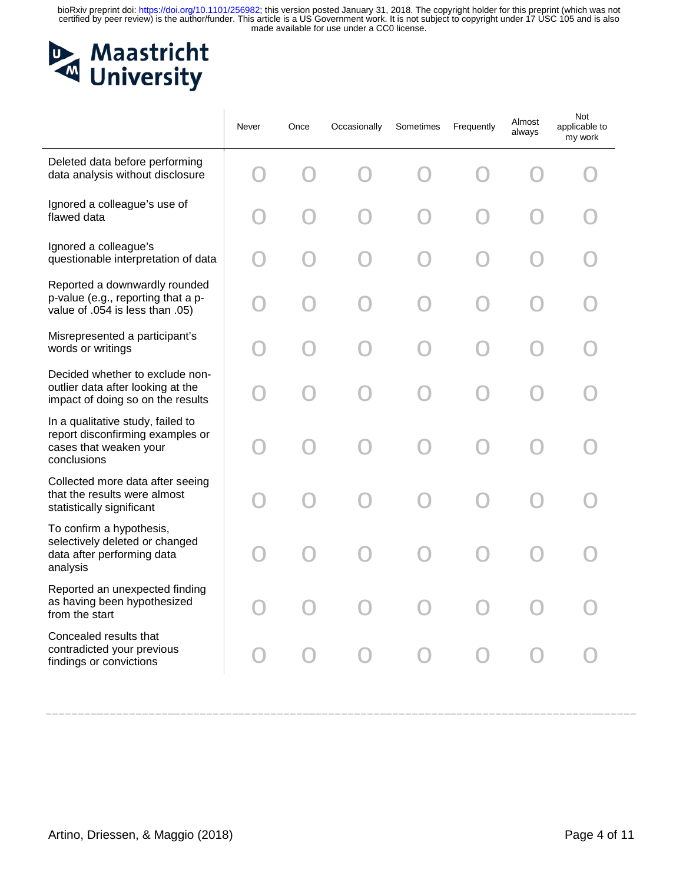| | Never | Once | Occasionally | Sometimes | Frequently | Almost always | Not applicable to my work |
|---|---|---|---|---|---|---|---|
| Deleted data before performing data analysis without disclosure | O | O | O | O | O | O | O |
| Ignored a colleague's use of flawed data | O | O | O | O | O | O | O |
| Ignored a colleague's questionable interpretation of data | O | O | O | O | O | O | O |
| Reported a downwardly rounded p-value (e.g., reporting that a p-value of .054 is less than .05) | O | O | O | O | O | O | O |
| Misrepresented a participant's words or writings | O | O | O | O | O | O | O |
| Decided whether to exclude non-outlier data after looking at the impact of doing so on the results | O | O | O | O | O | O | O |
| In a qualitative study, failed to report disconfirming examples or cases that weaken your conclusions | O | O | O | O | O | O | O |
| Collected more data after seeing that the results were almost statistically significant | O | O | O | O | O | O | O |
| To confirm a hypothesis, selectively deleted or changed data after performing data analysis | O | O | O | O | O | O | O |
| Reported an unexpected finding as having been hypothesized from the start | O | O | O | O | O | O | O |
| Concealed results that contradicted your previous findings or convictions | O | O | O | O | O | O | O |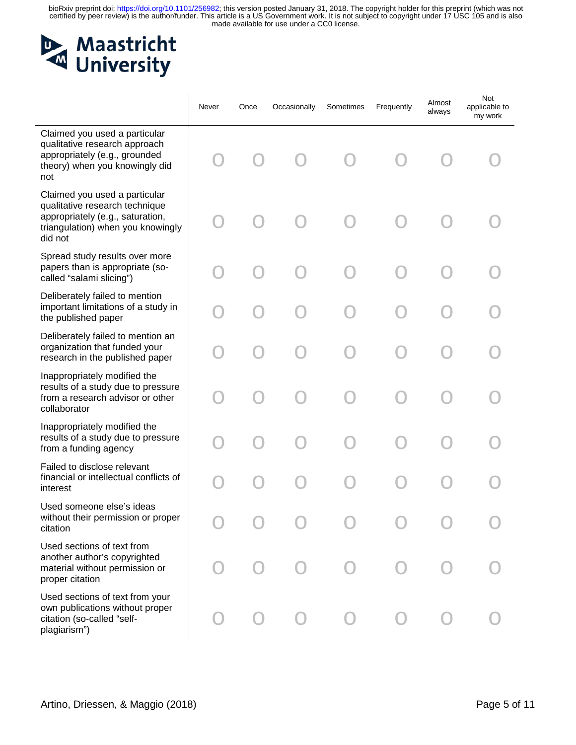| | Never | Once | Occasionally | Sometimes | Frequently | Almost always | Not applicable to my work |
|---|---|---|---|---|---|---|---|
| Claimed you used a particular qualitative research approach appropriately (e.g., grounded theory) when you knowingly did not | O | O | O | O | O | O | O |
| Claimed you used a particular qualitative research technique appropriately (e.g., saturation, triangulation) when you knowingly did not | O | O | O | O | O | O | O |
| Spread study results over more papers than is appropriate (so-called “salami slicing”) | O | O | O | O | O | O | O |
| Deliberately failed to mention important limitations of a study in the published paper | O | O | O | O | O | O | O |
| Deliberately failed to mention an organization that funded your research in the published paper | O | O | O | O | O | O | O |
| Inappropriately modified the results of a study due to pressure from a research advisor or other collaborator | O | O | O | O | O | O | O |
| Inappropriately modified the results of a study due to pressure from a funding agency | O | O | O | O | O | O | O |
| Failed to disclose relevant financial or intellectual conflicts of interest | O | O | O | O | O | O | O |
| Used someone else’s ideas without their permission or proper citation | O | O | O | O | O | O | O |
| Used sections of text from another author’s copyrighted material without permission or proper citation | O | O | O | O | O | O | O |
| Used sections of text from your own publications without proper citation (so-called “self-plagiarism”) | O | O | O | O | O | O | O |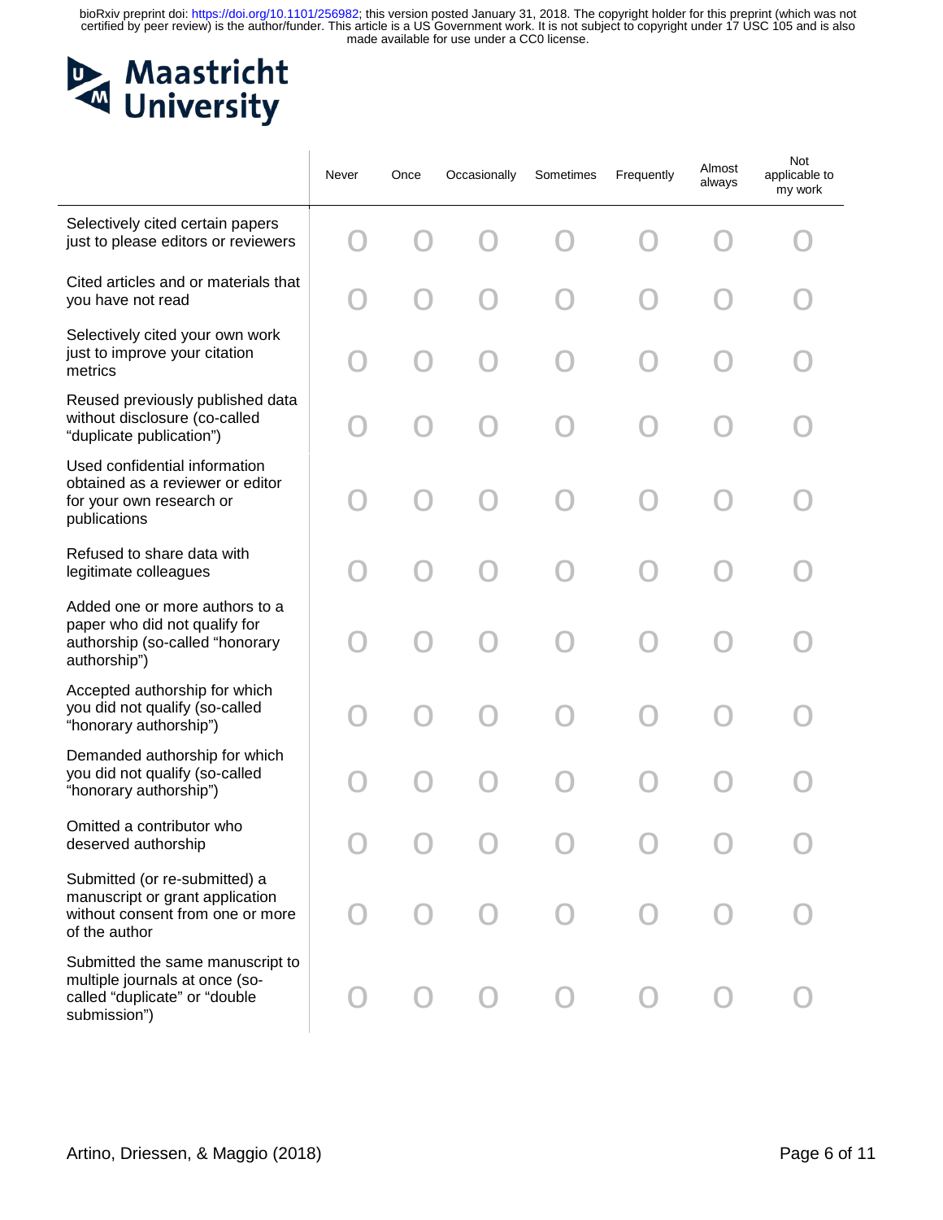| | Never | Once | Occasionally | Sometimes | Frequently | Almost always | Not applicable to my work |
|---|---|---|---|---|---|---|---|
| Selectively cited certain papers just to please editors or reviewers | O | O | O | O | O | O | O |
| Cited articles and or materials that you have not read | O | O | O | O | O | O | O |
| Selectively cited your own work just to improve your citation metrics | O | O | O | O | O | O | O |
| Reused previously published data without disclosure (co-called “duplicate publication”) | O | O | O | O | O | O | O |
| Used confidential information obtained as a reviewer or editor for your own research or publications | O | O | O | O | O | O | O |
| Refused to share data with legitimate colleagues | O | O | O | O | O | O | O |
| Added one or more authors to a paper who did not qualify for authorship (so-called “honorary authorship”) | O | O | O | O | O | O | O |
| Accepted authorship for which you did not qualify (so-called “honorary authorship”) | O | O | O | O | O | O | O |
| Demanded authorship for which you did not qualify (so-called “honorary authorship”) | O | O | O | O | O | O | O |
| Omitted a contributor who deserved authorship | O | O | O | O | O | O | O |
| Submitted (or re-submitted) a manuscript or grant application without consent from one or more of the author | O | O | O | O | O | O | O |
| Submitted the same manuscript to multiple journals at once (so-called “duplicate” or “double submission”) | O | O | O | O | O | O | O |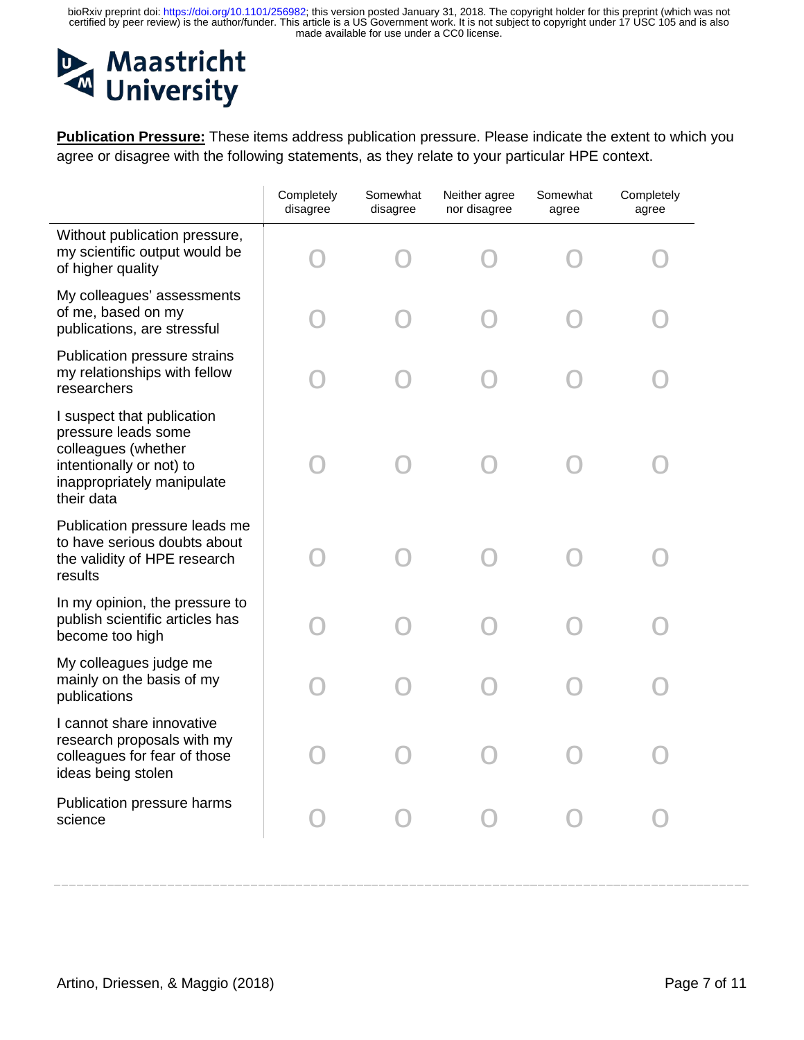Maastricht University

**Publication Pressure:** These items address publication pressure. Please indicate the extent to which you agree or disagree with the following statements, as they relate to your particular HPE context.

| | Completely disagree | Somewhat disagree | Neither agree nor disagree | Somewhat agree | Completely agree |
|---|---|---|---|---|---|
| Without publication pressure, my scientific output would be of higher quality | O | O | O | O | O |
| My colleagues' assessments of me, based on my publications, are stressful | O | O | O | O | O |
| Publication pressure strains my relationships with fellow researchers | O | O | O | O | O |
| I suspect that publication pressure leads some colleagues (whether intentionally or not) to inappropriately manipulate their data | O | O | O | O | O |
| Publication pressure leads me to have serious doubts about the validity of HPE research results | O | O | O | O | O |
| In my opinion, the pressure to publish scientific articles has become too high | O | O | O | O | O |
| My colleagues judge me mainly on the basis of my publications | O | O | O | O | O |
| I cannot share innovative research proposals with my colleagues for fear of those ideas being stolen | O | O | O | O | O |
| Publication pressure harms science | O | O | O | O | O |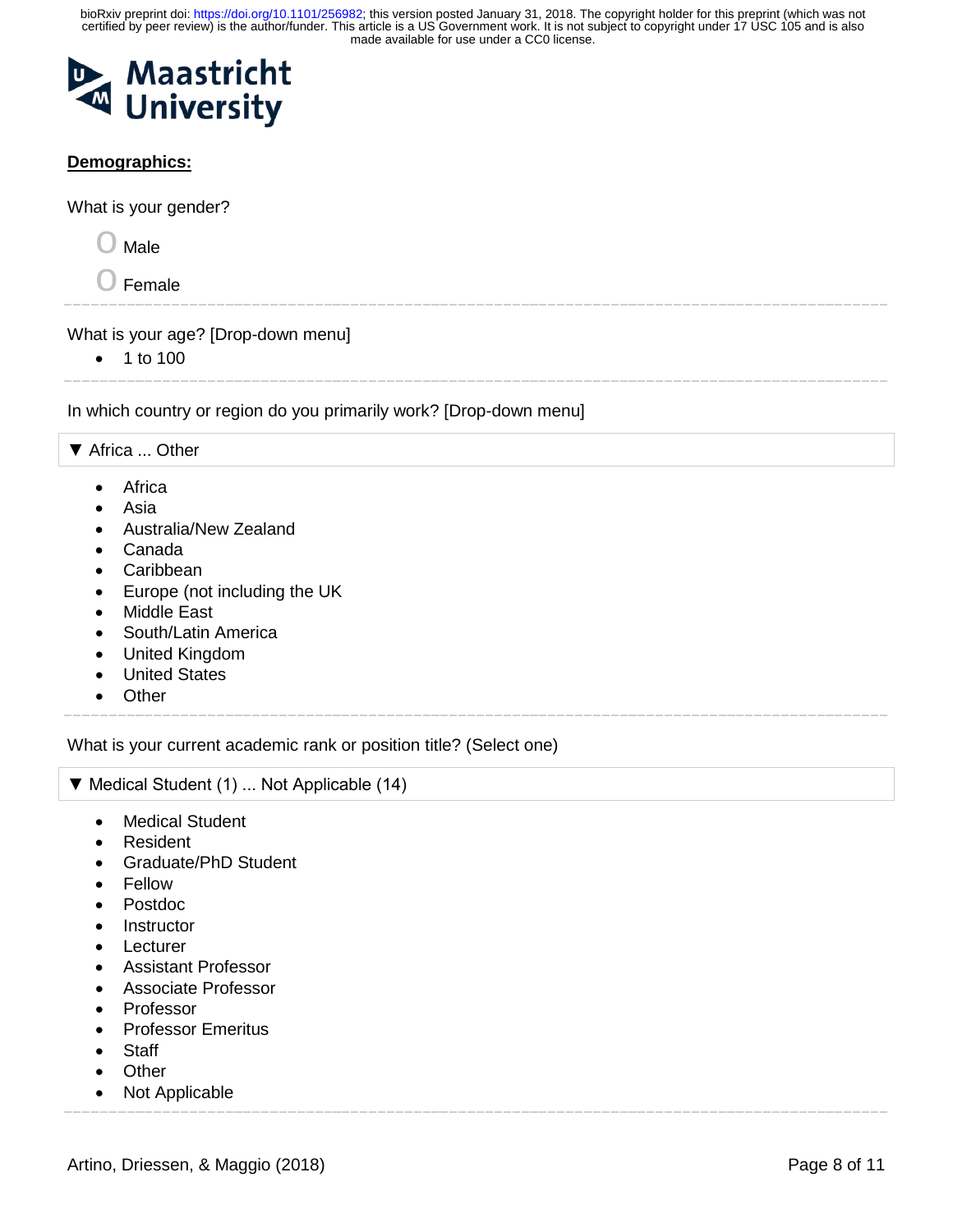**Demographics:**

What is your gender?

O Male

O Female

---

What is your age? [Drop-down menu]

- 1 to 100

---

In which country or region do you primarily work? [Drop-down menu]

▼ Africa ... Other

- Africa
- Asia
- Australia/New Zealand
- Canada
- Caribbean
- Europe (not including the UK
- Middle East
- South/Latin America
- United Kingdom
- United States
- Other

---

What is your current academic rank or position title? (Select one)

▼ Medical Student (1) ... Not Applicable (14)

- Medical Student
- Resident
- Graduate/PhD Student
- Fellow
- Postdoc
- Instructor
- Lecturer
- Assistant Professor
- Associate Professor
- Professor
- Professor Emeritus
- Staff
- Other
- Not Applicable

---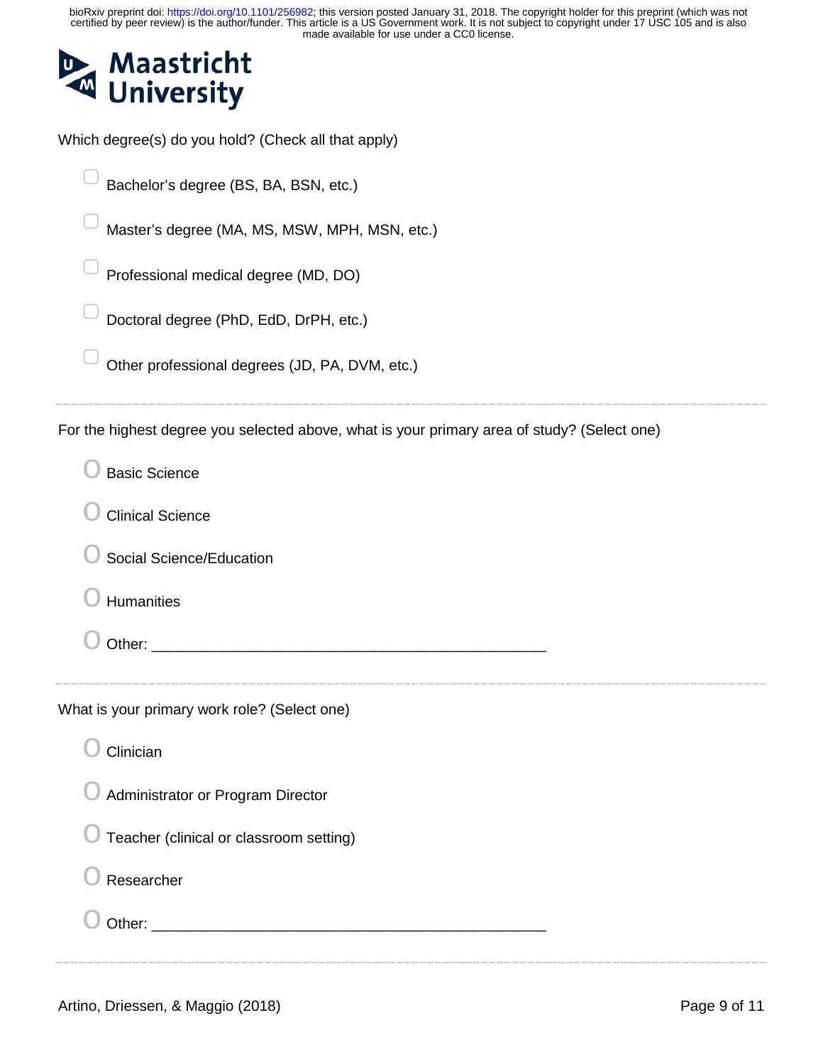Which degree(s) do you hold? (Check all that apply)

- ☐ Bachelor's degree (BS, BA, BSN, etc.)
- ☐ Master's degree (MA, MS, MSW, MPH, MSN, etc.)
- ☐ Professional medical degree (MD, DO)
- ☐ Doctoral degree (PhD, EdD, DrPH, etc.)
- ☐ Other professional degrees (JD, PA, DVM, etc.)

---

For the highest degree you selected above, what is your primary area of study? (Select one)

- O Basic Science
- O Clinical Science
- O Social Science/Education
- O Humanities
- O Other: ______________________________________________

---

What is your primary work role? (Select one)

- O Clinician
- O Administrator or Program Director
- O Teacher (clinical or classroom setting)
- O Researcher
- O Other: ______________________________________________

---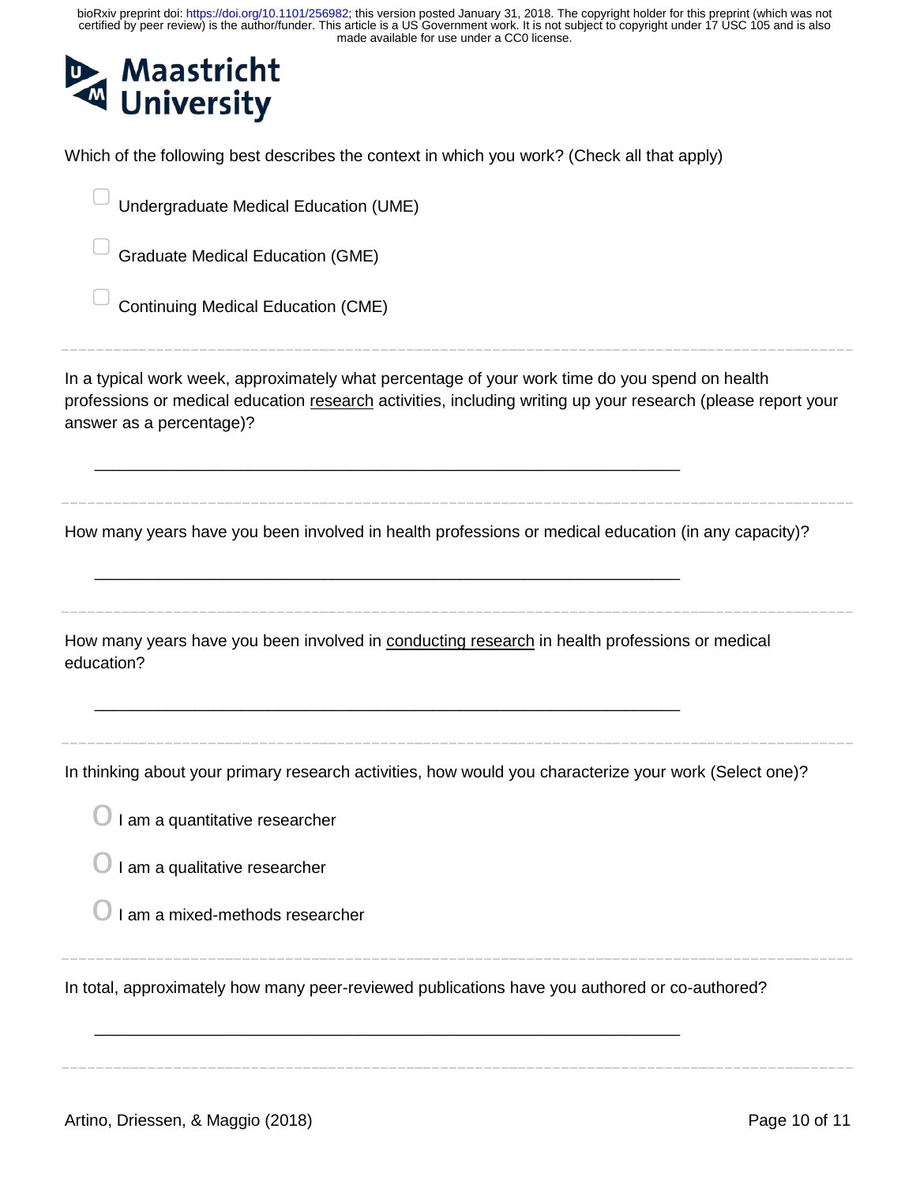Maastricht University

Which of the following best describes the context in which you work? (Check all that apply)

- ☐ Undergraduate Medical Education (UME)
- ☐ Graduate Medical Education (GME)
- ☐ Continuing Medical Education (CME)

---

In a typical work week, approximately what percentage of your work time do you spend on health professions or medical education research activities, including writing up your research (please report your answer as a percentage)?

________________________________________________________________

---

How many years have you been involved in health professions or medical education (in any capacity)?

________________________________________________________________

---

How many years have you been involved in conducting research in health professions or medical education?

________________________________________________________________

---

In thinking about your primary research activities, how would you characterize your work (Select one)?

- ○ I am a quantitative researcher
- ○ I am a qualitative researcher
- ○ I am a mixed-methods researcher

---

In total, approximately how many peer-reviewed publications have you authored or co-authored?

________________________________________________________________

---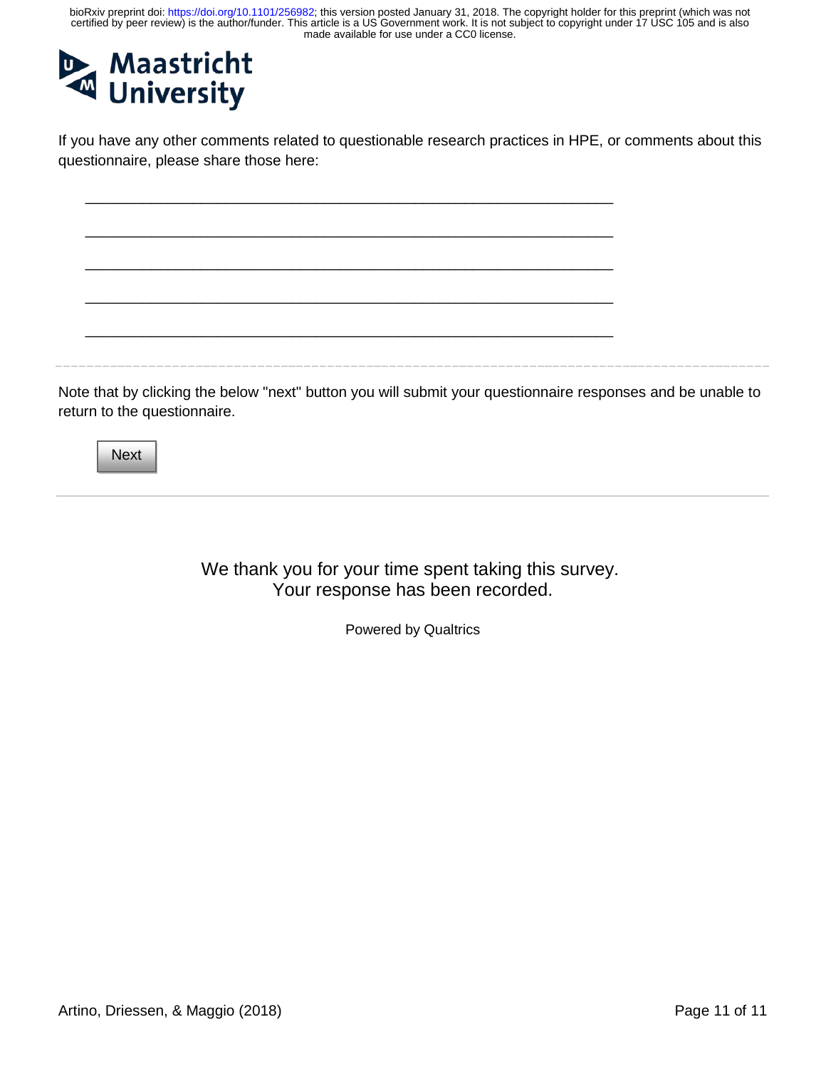Maastricht University

If you have any other comments related to questionable research practices in HPE, or comments about this questionnaire, please share those here:

\_\_\_\_\_\_\_\_\_\_\_\_\_\_\_\_\_\_\_\_\_\_\_\_\_\_\_\_\_\_\_\_\_\_\_\_\_\_\_\_\_\_\_\_\_\_\_\_\_\_\_\_\_\_\_\_\_\_\_\_\_\_\_\_

\_\_\_\_\_\_\_\_\_\_\_\_\_\_\_\_\_\_\_\_\_\_\_\_\_\_\_\_\_\_\_\_\_\_\_\_\_\_\_\_\_\_\_\_\_\_\_\_\_\_\_\_\_\_\_\_\_\_\_\_\_\_\_\_

\_\_\_\_\_\_\_\_\_\_\_\_\_\_\_\_\_\_\_\_\_\_\_\_\_\_\_\_\_\_\_\_\_\_\_\_\_\_\_\_\_\_\_\_\_\_\_\_\_\_\_\_\_\_\_\_\_\_\_\_\_\_\_\_

\_\_\_\_\_\_\_\_\_\_\_\_\_\_\_\_\_\_\_\_\_\_\_\_\_\_\_\_\_\_\_\_\_\_\_\_\_\_\_\_\_\_\_\_\_\_\_\_\_\_\_\_\_\_\_\_\_\_\_\_\_\_\_\_

\_\_\_\_\_\_\_\_\_\_\_\_\_\_\_\_\_\_\_\_\_\_\_\_\_\_\_\_\_\_\_\_\_\_\_\_\_\_\_\_\_\_\_\_\_\_\_\_\_\_\_\_\_\_\_\_\_\_\_\_\_\_\_\_

Note that by clicking the below "next" button you will submit your questionnaire responses and be unable to return to the questionnaire.

Next

---

We thank you for your time spent taking this survey.
Your response has been recorded.

Powered by Qualtrics